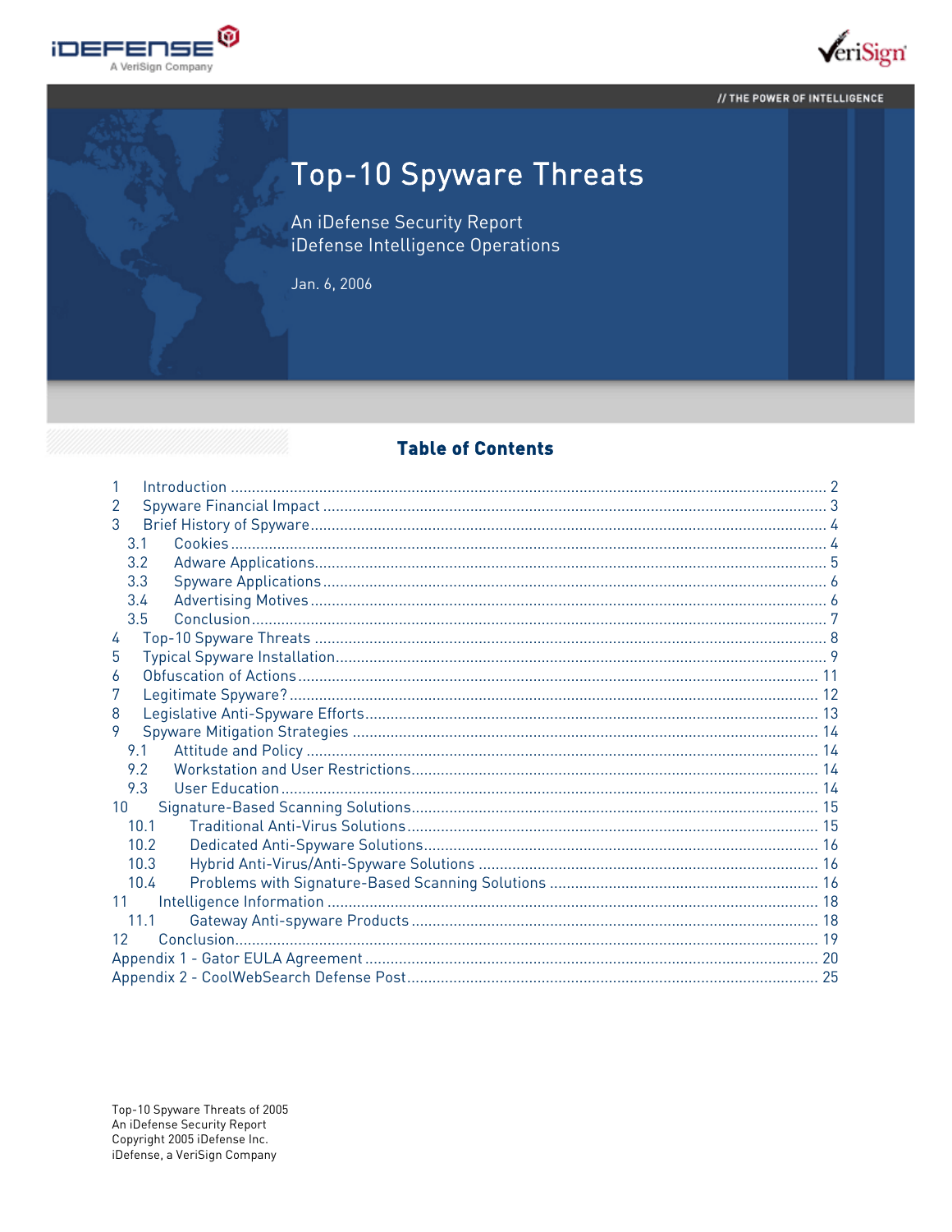iDEFENSE
A VeriSign Company

VeriSign

// THE POWER OF INTELLIGENCE

# Top-10 Spyware Threats

An iDefense Security Report
iDefense Intelligence Operations

Jan. 6, 2006

## Table of Contents

1 Introduction ........ 2
2 Spyware Financial Impact ........ 3
3 Brief History of Spyware ........ 4
  3.1 Cookies ........ 4
  3.2 Adware Applications ........ 5
  3.3 Spyware Applications ........ 6
  3.4 Advertising Motives ........ 6
  3.5 Conclusion ........ 7
4 Top-10 Spyware Threats ........ 8
5 Typical Spyware Installation ........ 9
6 Obfuscation of Actions ........ 11
7 Legitimate Spyware? ........ 12
8 Legislative Anti-Spyware Efforts ........ 13
9 Spyware Mitigation Strategies ........ 14
  9.1 Attitude and Policy ........ 14
  9.2 Workstation and User Restrictions ........ 14
  9.3 User Education ........ 14
10 Signature-Based Scanning Solutions ........ 15
  10.1 Traditional Anti-Virus Solutions ........ 15
  10.2 Dedicated Anti-Spyware Solutions ........ 16
  10.3 Hybrid Anti-Virus/Anti-Spyware Solutions ........ 16
  10.4 Problems with Signature-Based Scanning Solutions ........ 16
11 Intelligence Information ........ 18
  11.1 Gateway Anti-spyware Products ........ 18
12 Conclusion ........ 19
Appendix 1 - Gator EULA Agreement ........ 20
Appendix 2 - CoolWebSearch Defense Post ........ 25

Top-10 Spyware Threats of 2005
An iDefense Security Report
Copyright 2005 iDefense Inc.
iDefense, a VeriSign Company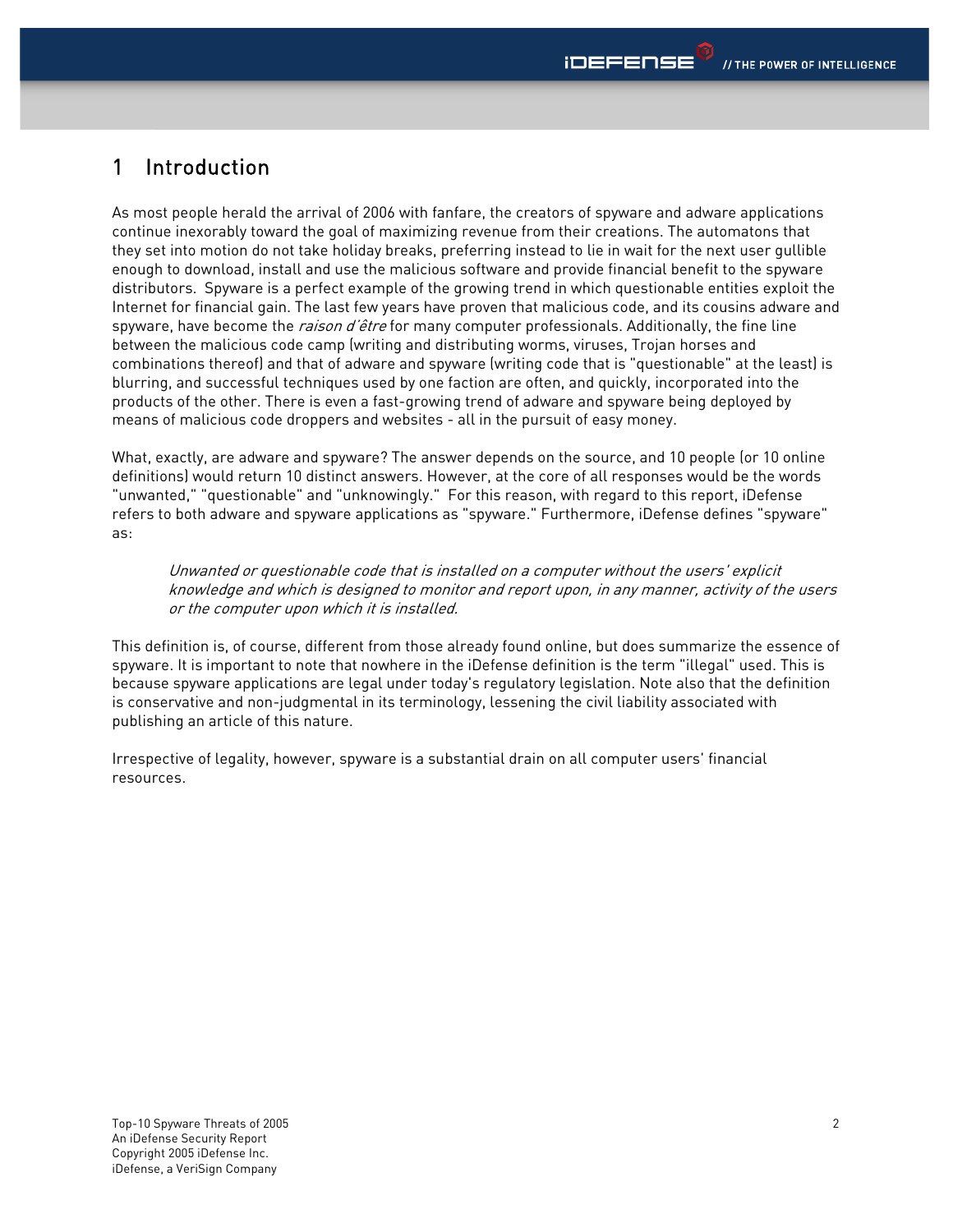# 1 Introduction

As most people herald the arrival of 2006 with fanfare, the creators of spyware and adware applications continue inexorably toward the goal of maximizing revenue from their creations. The automatons that they set into motion do not take holiday breaks, preferring instead to lie in wait for the next user gullible enough to download, install and use the malicious software and provide financial benefit to the spyware distributors. Spyware is a perfect example of the growing trend in which questionable entities exploit the Internet for financial gain. The last few years have proven that malicious code, and its cousins adware and spyware, have become the *raison d'être* for many computer professionals. Additionally, the fine line between the malicious code camp (writing and distributing worms, viruses, Trojan horses and combinations thereof) and that of adware and spyware (writing code that is "questionable" at the least) is blurring, and successful techniques used by one faction are often, and quickly, incorporated into the products of the other. There is even a fast-growing trend of adware and spyware being deployed by means of malicious code droppers and websites - all in the pursuit of easy money.

What, exactly, are adware and spyware? The answer depends on the source, and 10 people (or 10 online definitions) would return 10 distinct answers. However, at the core of all responses would be the words "unwanted," "questionable" and "unknowingly." For this reason, with regard to this report, iDefense refers to both adware and spyware applications as "spyware." Furthermore, iDefense defines "spyware" as:

> *Unwanted or questionable code that is installed on a computer without the users' explicit knowledge and which is designed to monitor and report upon, in any manner, activity of the users or the computer upon which it is installed.*

This definition is, of course, different from those already found online, but does summarize the essence of spyware. It is important to note that nowhere in the iDefense definition is the term "illegal" used. This is because spyware applications are legal under today's regulatory legislation. Note also that the definition is conservative and non-judgmental in its terminology, lessening the civil liability associated with publishing an article of this nature.

Irrespective of legality, however, spyware is a substantial drain on all computer users' financial resources.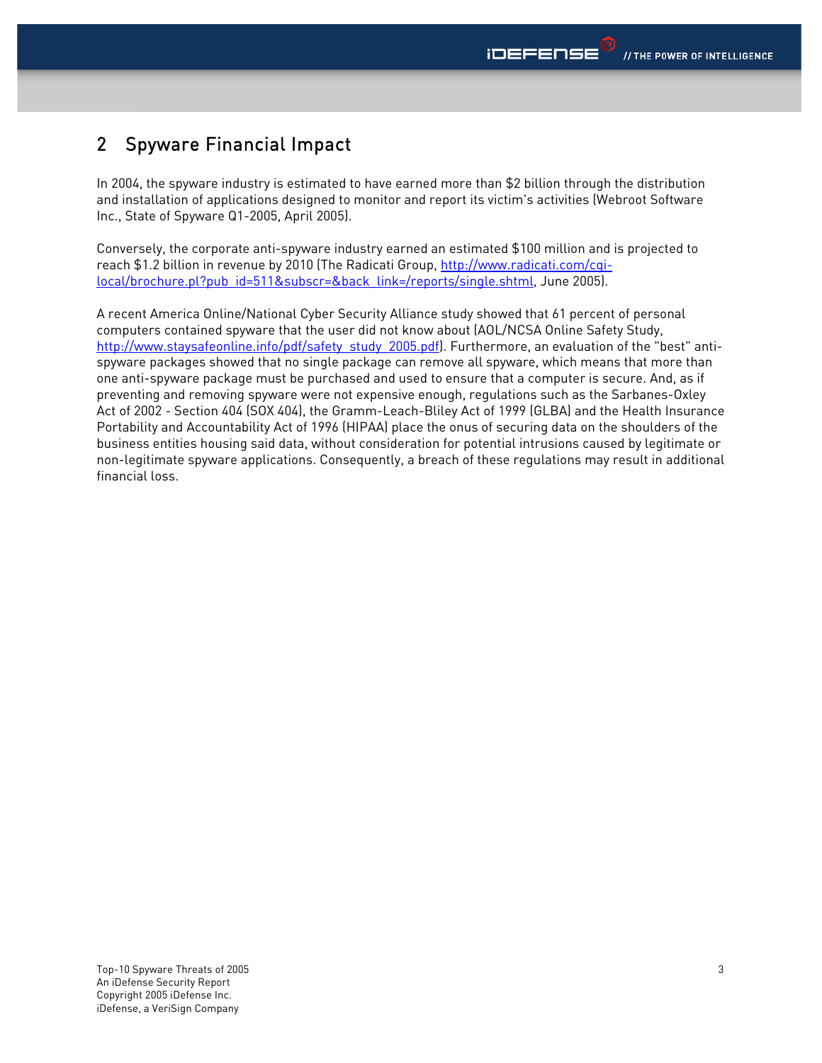## 2 Spyware Financial Impact

In 2004, the spyware industry is estimated to have earned more than $2 billion through the distribution and installation of applications designed to monitor and report its victim's activities (Webroot Software Inc., State of Spyware Q1-2005, April 2005).

Conversely, the corporate anti-spyware industry earned an estimated $100 million and is projected to reach $1.2 billion in revenue by 2010 (The Radicati Group, http://www.radicati.com/cgi-local/brochure.pl?pub_id=511&subscr=&back_link=/reports/single.shtml, June 2005).

A recent America Online/National Cyber Security Alliance study showed that 61 percent of personal computers contained spyware that the user did not know about (AOL/NCSA Online Safety Study, http://www.staysafeonline.info/pdf/safety_study_2005.pdf). Furthermore, an evaluation of the "best" anti-spyware packages showed that no single package can remove all spyware, which means that more than one anti-spyware package must be purchased and used to ensure that a computer is secure. And, as if preventing and removing spyware were not expensive enough, regulations such as the Sarbanes-Oxley Act of 2002 - Section 404 (SOX 404), the Gramm-Leach-Bliley Act of 1999 (GLBA) and the Health Insurance Portability and Accountability Act of 1996 (HIPAA) place the onus of securing data on the shoulders of the business entities housing said data, without consideration for potential intrusions caused by legitimate or non-legitimate spyware applications. Consequently, a breach of these regulations may result in additional financial loss.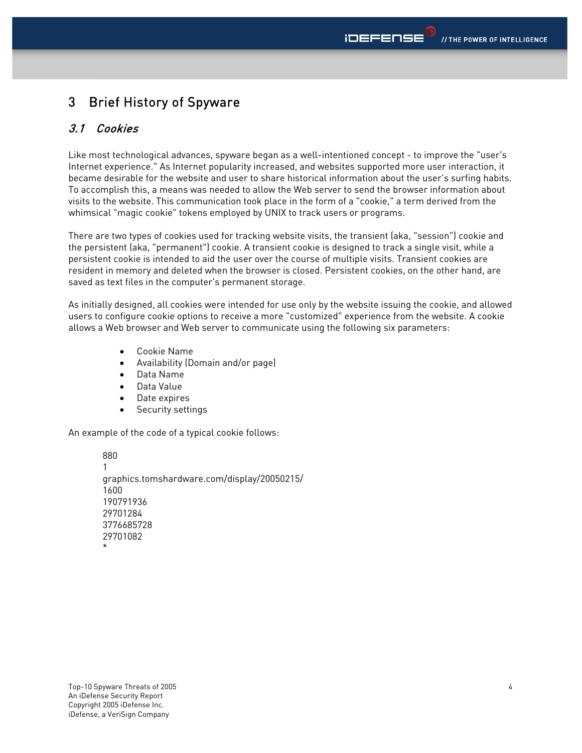# 3 Brief History of Spyware

## *3.1 Cookies*

Like most technological advances, spyware began as a well-intentioned concept - to improve the "user's Internet experience." As Internet popularity increased, and websites supported more user interaction, it became desirable for the website and user to share historical information about the user's surfing habits. To accomplish this, a means was needed to allow the Web server to send the browser information about visits to the website. This communication took place in the form of a "cookie," a term derived from the whimsical "magic cookie" tokens employed by UNIX to track users or programs.

There are two types of cookies used for tracking website visits, the transient (aka, "session") cookie and the persistent (aka, "permanent") cookie. A transient cookie is designed to track a single visit, while a persistent cookie is intended to aid the user over the course of multiple visits. Transient cookies are resident in memory and deleted when the browser is closed. Persistent cookies, on the other hand, are saved as text files in the computer's permanent storage.

As initially designed, all cookies were intended for use only by the website issuing the cookie, and allowed users to configure cookie options to receive a more "customized" experience from the website. A cookie allows a Web browser and Web server to communicate using the following six parameters:

- Cookie Name
- Availability (Domain and/or page)
- Data Name
- Data Value
- Date expires
- Security settings

An example of the code of a typical cookie follows:

```
880
1
graphics.tomshardware.com/display/20050215/
1600
190791936
29701284
3776685728
29701082
*
```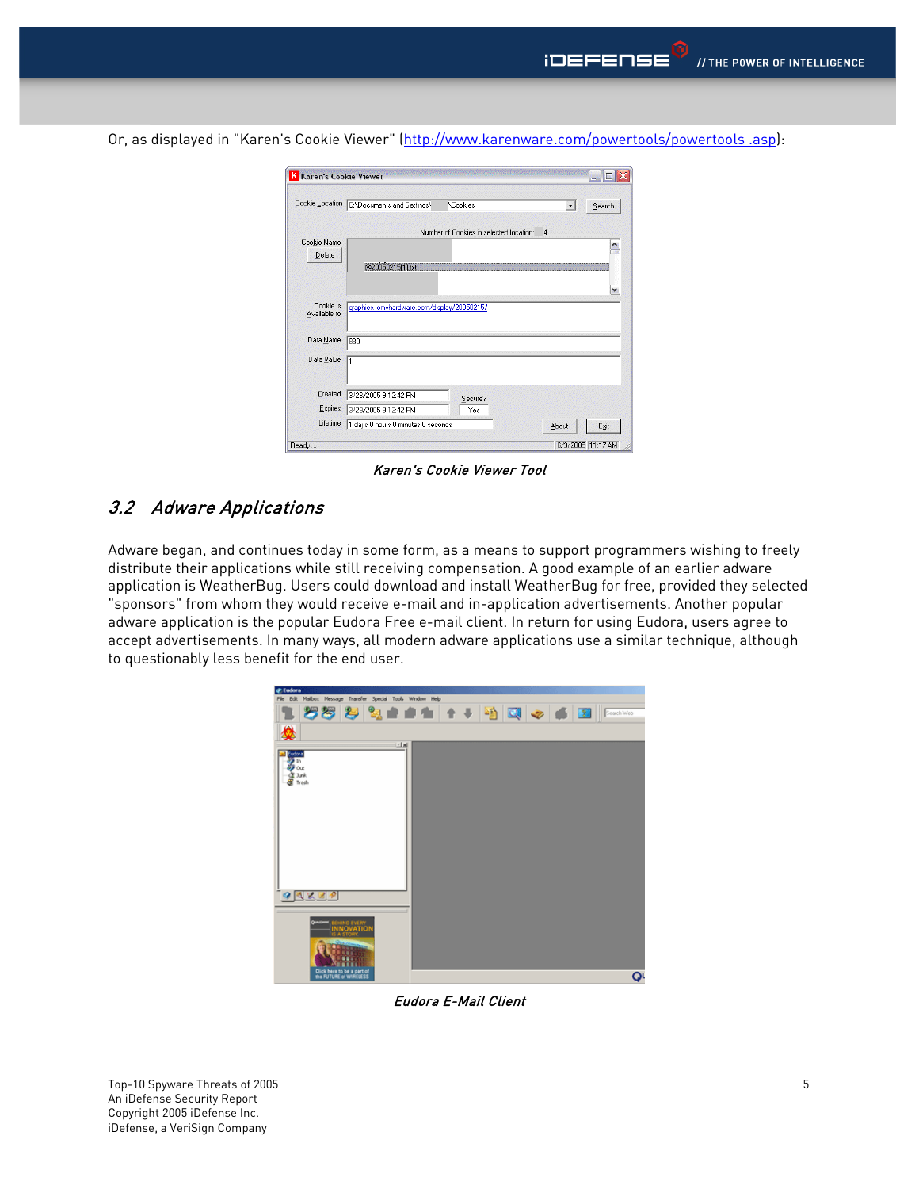Or, as displayed in "Karen's Cookie Viewer" (http://www.karenware.com/powertools/powertools.asp):

*Karen's Cookie Viewer Tool*

## *3.2 Adware Applications*

Adware began, and continues today in some form, as a means to support programmers wishing to freely distribute their applications while still receiving compensation. A good example of an earlier adware application is WeatherBug. Users could download and install WeatherBug for free, provided they selected "sponsors" from whom they would receive e-mail and in-application advertisements. Another popular adware application is the popular Eudora Free e-mail client. In return for using Eudora, users agree to accept advertisements. In many ways, all modern adware applications use a similar technique, although to questionably less benefit for the end user.

*Eudora E-Mail Client*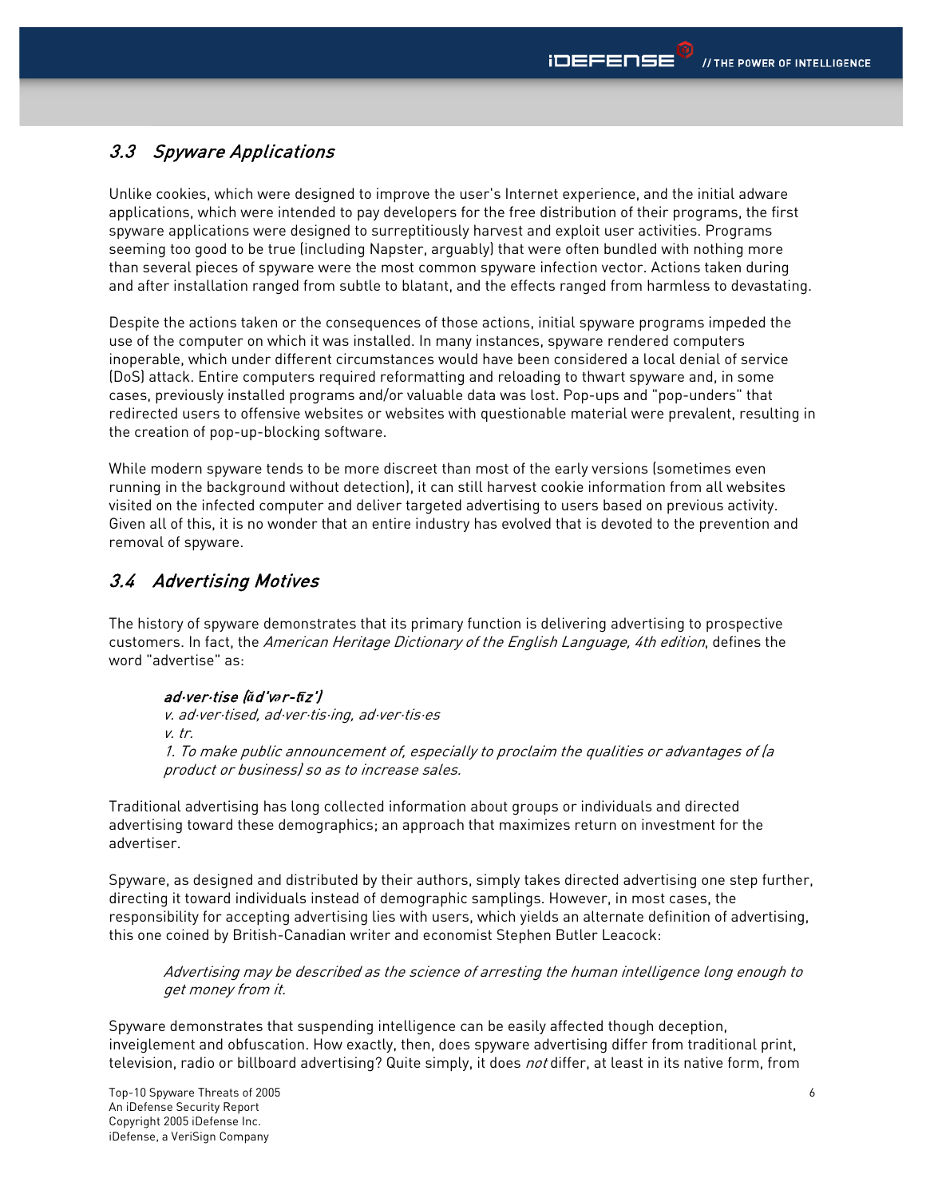## 3.3 Spyware Applications

Unlike cookies, which were designed to improve the user's Internet experience, and the initial adware applications, which were intended to pay developers for the free distribution of their programs, the first spyware applications were designed to surreptitiously harvest and exploit user activities. Programs seeming too good to be true (including Napster, arguably) that were often bundled with nothing more than several pieces of spyware were the most common spyware infection vector. Actions taken during and after installation ranged from subtle to blatant, and the effects ranged from harmless to devastating.

Despite the actions taken or the consequences of those actions, initial spyware programs impeded the use of the computer on which it was installed. In many instances, spyware rendered computers inoperable, which under different circumstances would have been considered a local denial of service (DoS) attack. Entire computers required reformatting and reloading to thwart spyware and, in some cases, previously installed programs and/or valuable data was lost. Pop-ups and "pop-unders" that redirected users to offensive websites or websites with questionable material were prevalent, resulting in the creation of pop-up-blocking software.

While modern spyware tends to be more discreet than most of the early versions (sometimes even running in the background without detection), it can still harvest cookie information from all websites visited on the infected computer and deliver targeted advertising to users based on previous activity. Given all of this, it is no wonder that an entire industry has evolved that is devoted to the prevention and removal of spyware.

## 3.4 Advertising Motives

The history of spyware demonstrates that its primary function is delivering advertising to prospective customers. In fact, the *American Heritage Dictionary of the English Language, 4th edition*, defines the word "advertise" as:

> ***ad·ver·tise (ăd'vər-tīz')***
> *v. ad·ver·tised, ad·ver·tis·ing, ad·ver·tis·es*
> *v. tr.*
> *1. To make public announcement of, especially to proclaim the qualities or advantages of (a product or business) so as to increase sales.*

Traditional advertising has long collected information about groups or individuals and directed advertising toward these demographics; an approach that maximizes return on investment for the advertiser.

Spyware, as designed and distributed by their authors, simply takes directed advertising one step further, directing it toward individuals instead of demographic samplings. However, in most cases, the responsibility for accepting advertising lies with users, which yields an alternate definition of advertising, this one coined by British-Canadian writer and economist Stephen Butler Leacock:

> *Advertising may be described as the science of arresting the human intelligence long enough to get money from it.*

Spyware demonstrates that suspending intelligence can be easily affected though deception, inveiglement and obfuscation. How exactly, then, does spyware advertising differ from traditional print, television, radio or billboard advertising? Quite simply, it does *not* differ, at least in its native form, from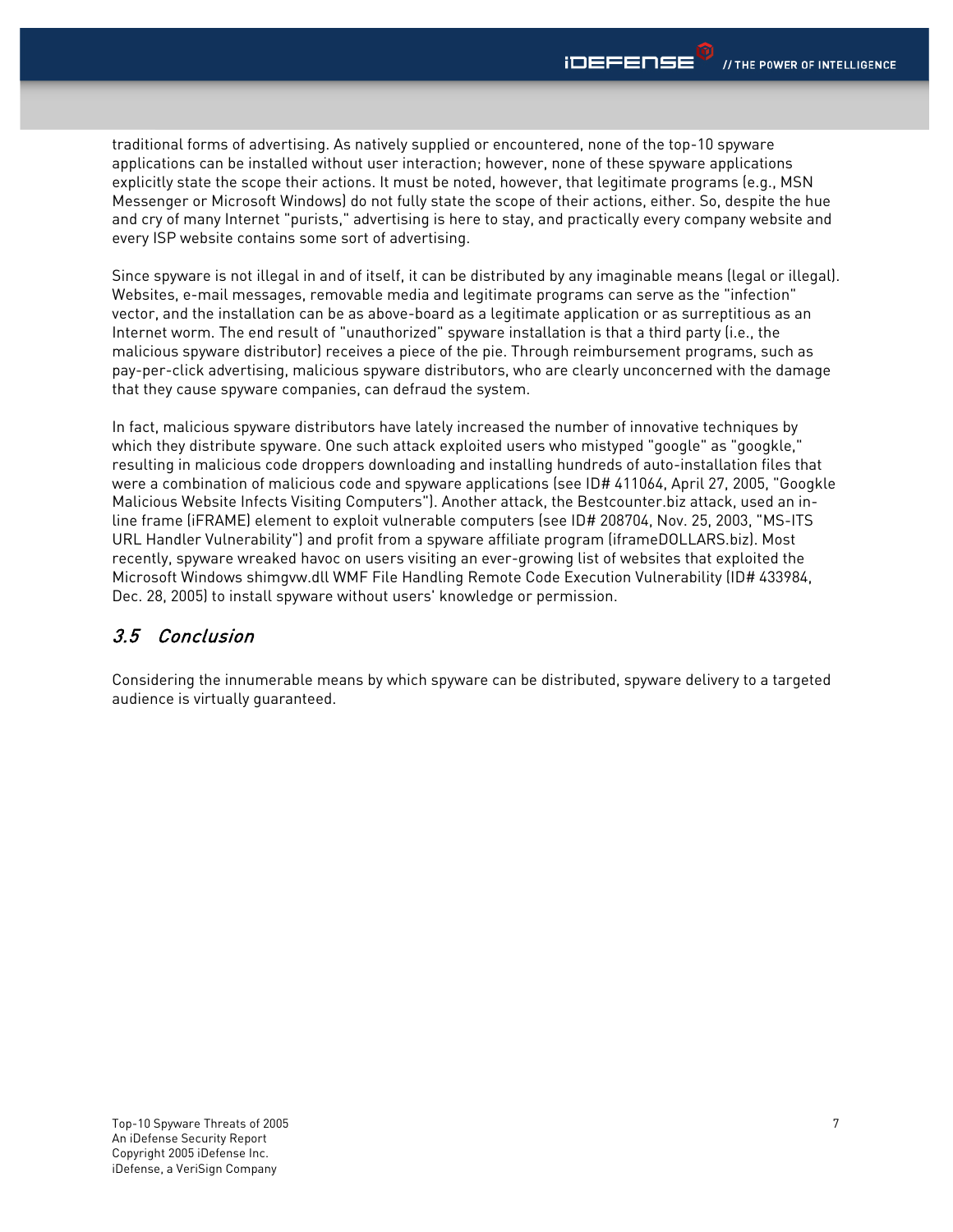traditional forms of advertising. As natively supplied or encountered, none of the top-10 spyware applications can be installed without user interaction; however, none of these spyware applications explicitly state the scope their actions. It must be noted, however, that legitimate programs (e.g., MSN Messenger or Microsoft Windows) do not fully state the scope of their actions, either. So, despite the hue and cry of many Internet "purists," advertising is here to stay, and practically every company website and every ISP website contains some sort of advertising.

Since spyware is not illegal in and of itself, it can be distributed by any imaginable means (legal or illegal). Websites, e-mail messages, removable media and legitimate programs can serve as the "infection" vector, and the installation can be as above-board as a legitimate application or as surreptitious as an Internet worm. The end result of "unauthorized" spyware installation is that a third party (i.e., the malicious spyware distributor) receives a piece of the pie. Through reimbursement programs, such as pay-per-click advertising, malicious spyware distributors, who are clearly unconcerned with the damage that they cause spyware companies, can defraud the system.

In fact, malicious spyware distributors have lately increased the number of innovative techniques by which they distribute spyware. One such attack exploited users who mistyped "google" as "googkle," resulting in malicious code droppers downloading and installing hundreds of auto-installation files that were a combination of malicious code and spyware applications (see ID# 411064, April 27, 2005, "Googkle Malicious Website Infects Visiting Computers"). Another attack, the Bestcounter.biz attack, used an in-line frame (iFRAME) element to exploit vulnerable computers (see ID# 208704, Nov. 25, 2003, "MS-ITS URL Handler Vulnerability") and profit from a spyware affiliate program (iframeDOLLARS.biz). Most recently, spyware wreaked havoc on users visiting an ever-growing list of websites that exploited the Microsoft Windows shimgvw.dll WMF File Handling Remote Code Execution Vulnerability (ID# 433984, Dec. 28, 2005) to install spyware without users' knowledge or permission.

### *3.5 Conclusion*

Considering the innumerable means by which spyware can be distributed, spyware delivery to a targeted audience is virtually guaranteed.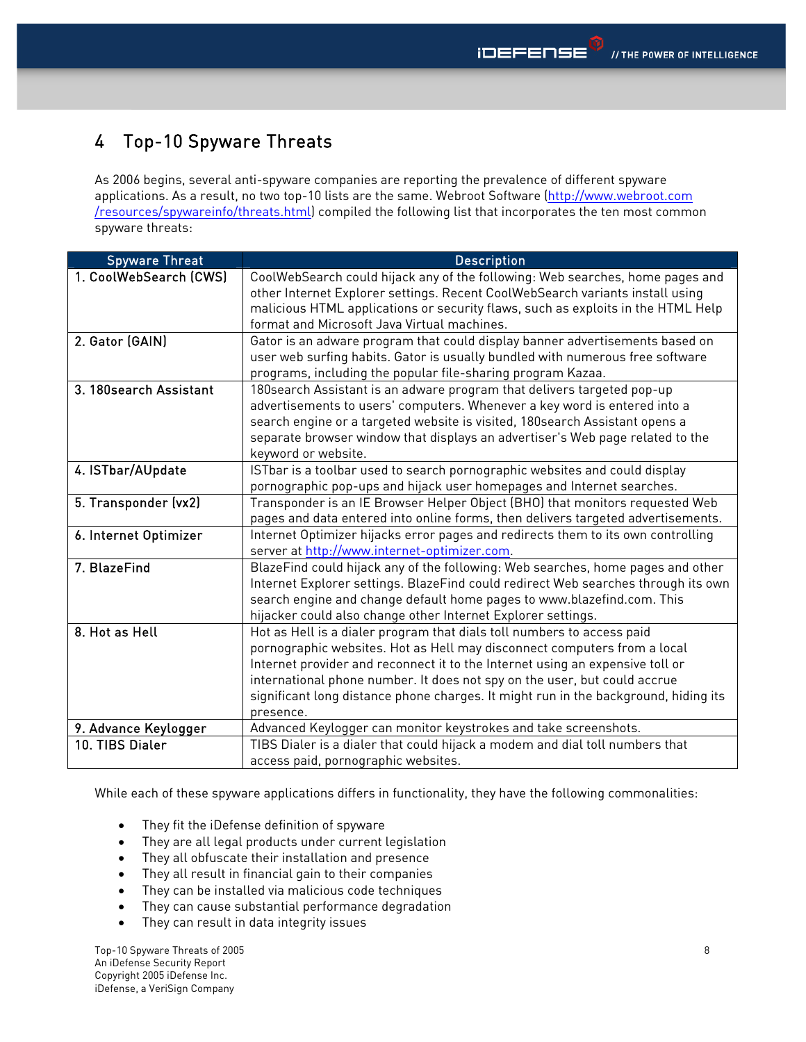# 4 Top-10 Spyware Threats

As 2006 begins, several anti-spyware companies are reporting the prevalence of different spyware applications. As a result, no two top-10 lists are the same. Webroot Software (http://www.webroot.com/resources/spywareinfo/threats.html) compiled the following list that incorporates the ten most common spyware threats:

| Spyware Threat | Description |
|---|---|
| 1. CoolWebSearch (CWS) | CoolWebSearch could hijack any of the following: Web searches, home pages and other Internet Explorer settings. Recent CoolWebSearch variants install using malicious HTML applications or security flaws, such as exploits in the HTML Help format and Microsoft Java Virtual machines. |
| 2. Gator (GAIN) | Gator is an adware program that could display banner advertisements based on user web surfing habits. Gator is usually bundled with numerous free software programs, including the popular file-sharing program Kazaa. |
| 3. 180search Assistant | 180search Assistant is an adware program that delivers targeted pop-up advertisements to users' computers. Whenever a key word is entered into a search engine or a targeted website is visited, 180search Assistant opens a separate browser window that displays an advertiser's Web page related to the keyword or website. |
| 4. ISTbar/AUpdate | ISTbar is a toolbar used to search pornographic websites and could display pornographic pop-ups and hijack user homepages and Internet searches. |
| 5. Transponder (vx2) | Transponder is an IE Browser Helper Object (BHO) that monitors requested Web pages and data entered into online forms, then delivers targeted advertisements. |
| 6. Internet Optimizer | Internet Optimizer hijacks error pages and redirects them to its own controlling server at http://www.internet-optimizer.com. |
| 7. BlazeFind | BlazeFind could hijack any of the following: Web searches, home pages and other Internet Explorer settings. BlazeFind could redirect Web searches through its own search engine and change default home pages to www.blazefind.com. This hijacker could also change other Internet Explorer settings. |
| 8. Hot as Hell | Hot as Hell is a dialer program that dials toll numbers to access paid pornographic websites. Hot as Hell may disconnect computers from a local Internet provider and reconnect it to the Internet using an expensive toll or international phone number. It does not spy on the user, but could accrue significant long distance phone charges. It might run in the background, hiding its presence. |
| 9. Advance Keylogger | Advanced Keylogger can monitor keystrokes and take screenshots. |
| 10. TIBS Dialer | TIBS Dialer is a dialer that could hijack a modem and dial toll numbers that access paid, pornographic websites. |

While each of these spyware applications differs in functionality, they have the following commonalities:

- They fit the iDefense definition of spyware
- They are all legal products under current legislation
- They all obfuscate their installation and presence
- They all result in financial gain to their companies
- They can be installed via malicious code techniques
- They can cause substantial performance degradation
- They can result in data integrity issues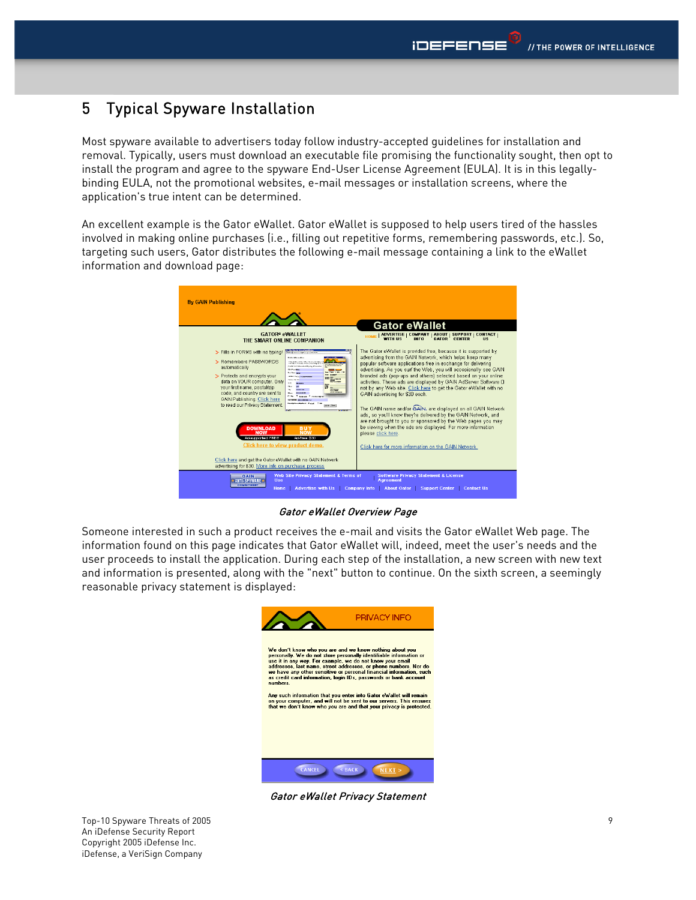# 5 Typical Spyware Installation

Most spyware available to advertisers today follow industry-accepted guidelines for installation and removal. Typically, users must download an executable file promising the functionality sought, then opt to install the program and agree to the spyware End-User License Agreement (EULA). It is in this legally-binding EULA, not the promotional websites, e-mail messages or installation screens, where the application's true intent can be determined.

An excellent example is the Gator eWallet. Gator eWallet is supposed to help users tired of the hassles involved in making online purchases (i.e., filling out repetitive forms, remembering passwords, etc.). So, targeting such users, Gator distributes the following e-mail message containing a link to the eWallet information and download page:

*Gator eWallet Overview Page*

Someone interested in such a product receives the e-mail and visits the Gator eWallet Web page. The information found on this page indicates that Gator eWallet will, indeed, meet the user's needs and the user proceeds to install the application. During each step of the installation, a new screen with new text and information is presented, along with the "next" button to continue. On the sixth screen, a seemingly reasonable privacy statement is displayed:

*Gator eWallet Privacy Statement*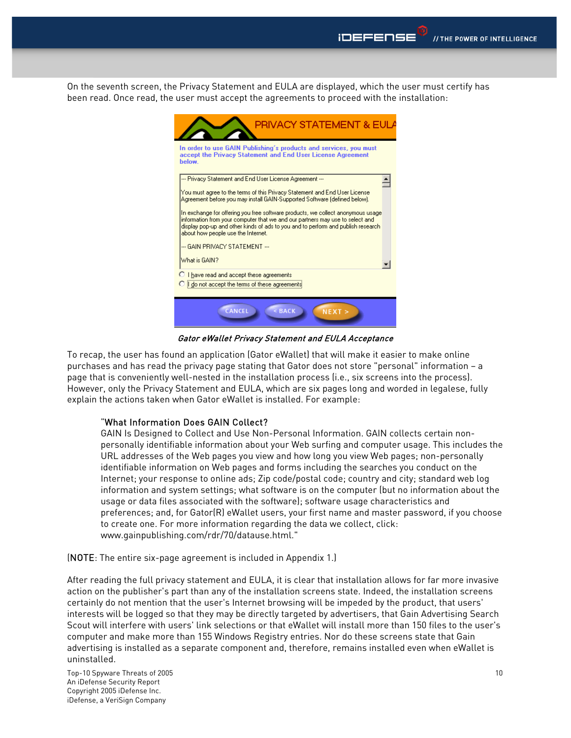On the seventh screen, the Privacy Statement and EULA are displayed, which the user must certify has been read. Once read, the user must accept the agreements to proceed with the installation:

PRIVACY STATEMENT & EULA

In order to use GAIN Publishing's products and services, you must accept the Privacy Statement and End User License Agreement below.

--- Privacy Statement and End User License Agreement ---

You must agree to the terms of this Privacy Statement and End User License Agreement before you may install GAIN-Supported Software (defined below).

In exchange for offering you free software products, we collect anonymous usage information from your computer that we and our partners may use to select and display pop-up and other kinds of ads to you and to perform and publish research about how people use the Internet.

--- GAIN PRIVACY STATEMENT ---

What is GAIN?

I have read and accept these agreements

I do not accept the terms of these agreements

CANCEL  < BACK  NEXT >

*Gator eWallet Privacy Statement and EULA Acceptance*

To recap, the user has found an application (Gator eWallet) that will make it easier to make online purchases and has read the privacy page stating that Gator does not store "personal" information – a page that is conveniently well-nested in the installation process (i.e., six screens into the process). However, only the Privacy Statement and EULA, which are six pages long and worded in legalese, fully explain the actions taken when Gator eWallet is installed. For example:

> "What Information Does GAIN Collect?
> GAIN Is Designed to Collect and Use Non-Personal Information. GAIN collects certain non-personally identifiable information about your Web surfing and computer usage. This includes the URL addresses of the Web pages you view and how long you view Web pages; non-personally identifiable information on Web pages and forms including the searches you conduct on the Internet; your response to online ads; Zip code/postal code; country and city; standard web log information and system settings; what software is on the computer (but no information about the usage or data files associated with the software); software usage characteristics and preferences; and, for Gator(R) eWallet users, your first name and master password, if you choose to create one. For more information regarding the data we collect, click: www.gainpublishing.com/rdr/70/datause.html."

(**NOTE**: The entire six-page agreement is included in Appendix 1.)

After reading the full privacy statement and EULA, it is clear that installation allows for far more invasive action on the publisher's part than any of the installation screens state. Indeed, the installation screens certainly do not mention that the user's Internet browsing will be impeded by the product, that users' interests will be logged so that they may be directly targeted by advertisers, that Gain Advertising Search Scout will interfere with users' link selections or that eWallet will install more than 150 files to the user's computer and make more than 155 Windows Registry entries. Nor do these screens state that Gain advertising is installed as a separate component and, therefore, remains installed even when eWallet is uninstalled.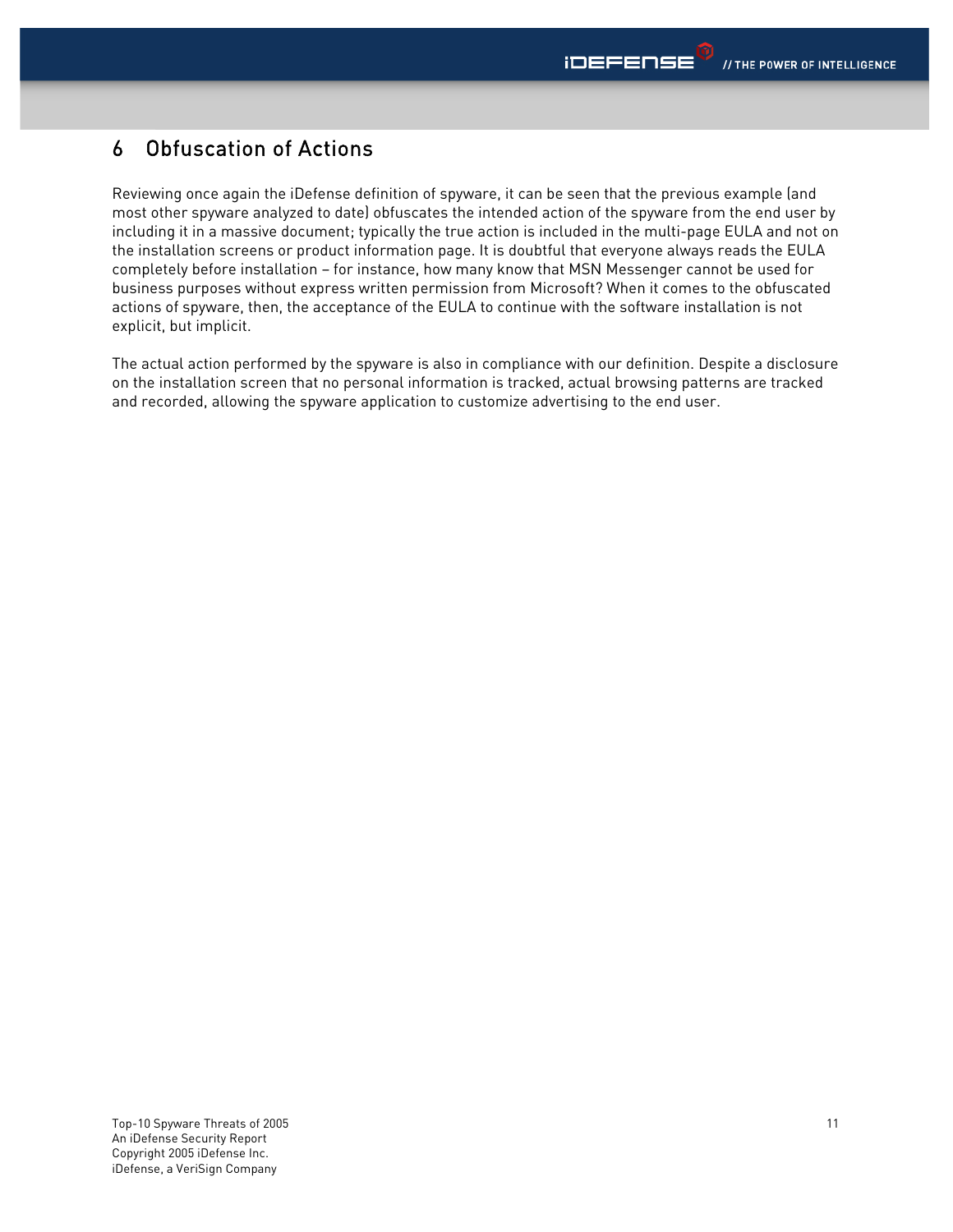# 6 Obfuscation of Actions

Reviewing once again the iDefense definition of spyware, it can be seen that the previous example (and most other spyware analyzed to date) obfuscates the intended action of the spyware from the end user by including it in a massive document; typically the true action is included in the multi-page EULA and not on the installation screens or product information page. It is doubtful that everyone always reads the EULA completely before installation – for instance, how many know that MSN Messenger cannot be used for business purposes without express written permission from Microsoft? When it comes to the obfuscated actions of spyware, then, the acceptance of the EULA to continue with the software installation is not explicit, but implicit.

The actual action performed by the spyware is also in compliance with our definition. Despite a disclosure on the installation screen that no personal information is tracked, actual browsing patterns are tracked and recorded, allowing the spyware application to customize advertising to the end user.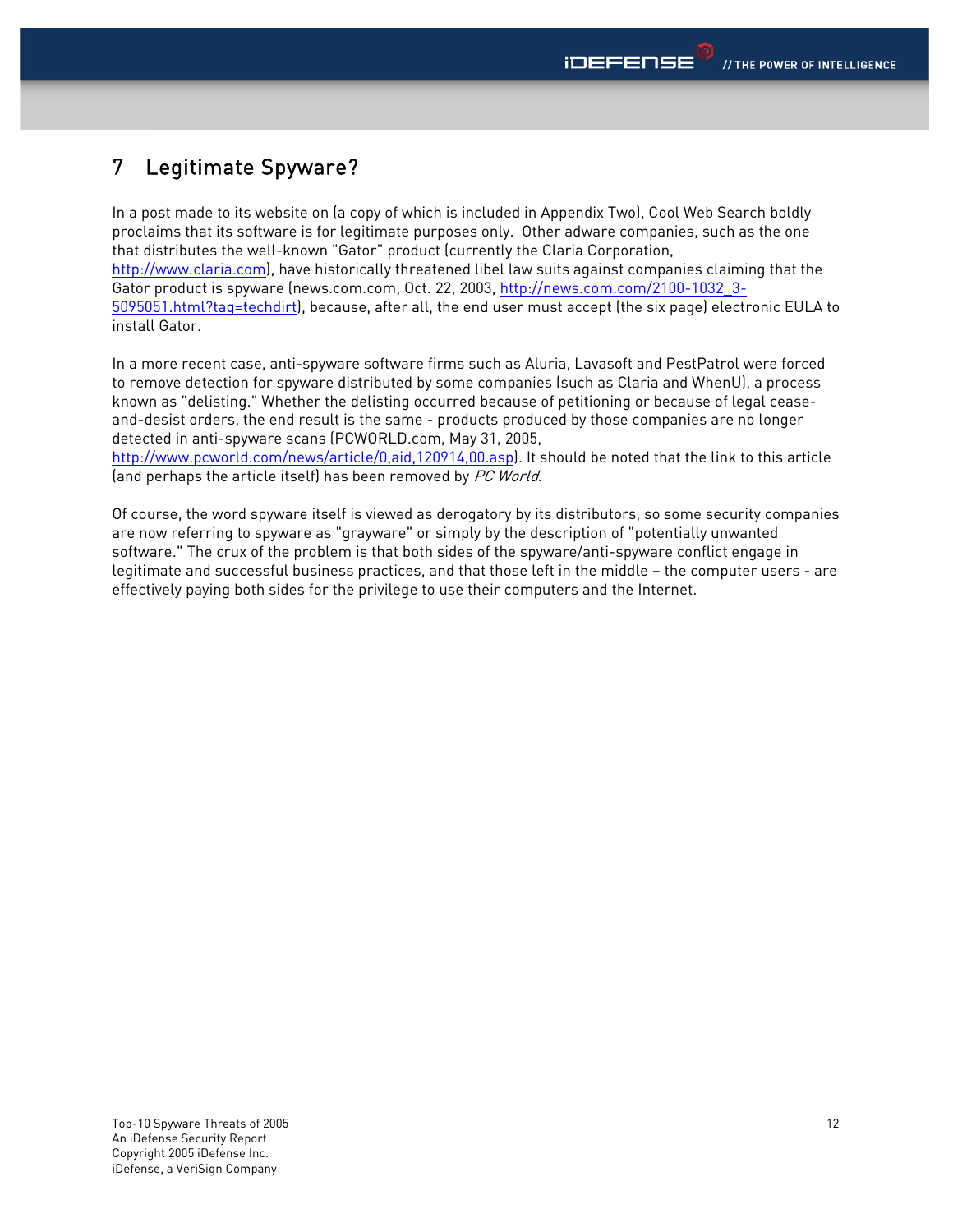# 7 Legitimate Spyware?

In a post made to its website on (a copy of which is included in Appendix Two), Cool Web Search boldly proclaims that its software is for legitimate purposes only. Other adware companies, such as the one that distributes the well-known "Gator" product (currently the Claria Corporation, http://www.claria.com), have historically threatened libel law suits against companies claiming that the Gator product is spyware (news.com.com, Oct. 22, 2003, http://news.com.com/2100-1032_3-5095051.html?tag=techdirt), because, after all, the end user must accept (the six page) electronic EULA to install Gator.

In a more recent case, anti-spyware software firms such as Aluria, Lavasoft and PestPatrol were forced to remove detection for spyware distributed by some companies (such as Claria and WhenU), a process known as "delisting." Whether the delisting occurred because of petitioning or because of legal cease-and-desist orders, the end result is the same - products produced by those companies are no longer detected in anti-spyware scans (PCWORLD.com, May 31, 2005, http://www.pcworld.com/news/article/0,aid,120914,00.asp). It should be noted that the link to this article (and perhaps the article itself) has been removed by *PC World*.

Of course, the word spyware itself is viewed as derogatory by its distributors, so some security companies are now referring to spyware as "grayware" or simply by the description of "potentially unwanted software." The crux of the problem is that both sides of the spyware/anti-spyware conflict engage in legitimate and successful business practices, and that those left in the middle – the computer users - are effectively paying both sides for the privilege to use their computers and the Internet.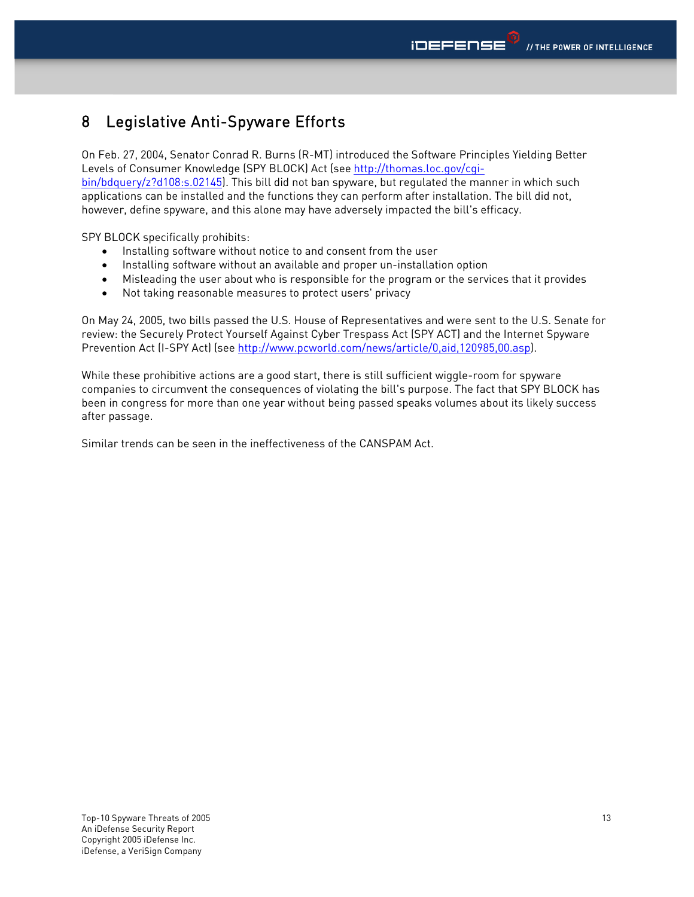# 8 Legislative Anti-Spyware Efforts

On Feb. 27, 2004, Senator Conrad R. Burns (R-MT) introduced the Software Principles Yielding Better Levels of Consumer Knowledge (SPY BLOCK) Act (see http://thomas.loc.gov/cgi-bin/bdquery/z?d108:s.02145). This bill did not ban spyware, but regulated the manner in which such applications can be installed and the functions they can perform after installation. The bill did not, however, define spyware, and this alone may have adversely impacted the bill's efficacy.

SPY BLOCK specifically prohibits:

- Installing software without notice to and consent from the user
- Installing software without an available and proper un-installation option
- Misleading the user about who is responsible for the program or the services that it provides
- Not taking reasonable measures to protect users' privacy

On May 24, 2005, two bills passed the U.S. House of Representatives and were sent to the U.S. Senate for review: the Securely Protect Yourself Against Cyber Trespass Act (SPY ACT) and the Internet Spyware Prevention Act (I-SPY Act) (see http://www.pcworld.com/news/article/0,aid,120985,00.asp).

While these prohibitive actions are a good start, there is still sufficient wiggle-room for spyware companies to circumvent the consequences of violating the bill's purpose. The fact that SPY BLOCK has been in congress for more than one year without being passed speaks volumes about its likely success after passage.

Similar trends can be seen in the ineffectiveness of the CANSPAM Act.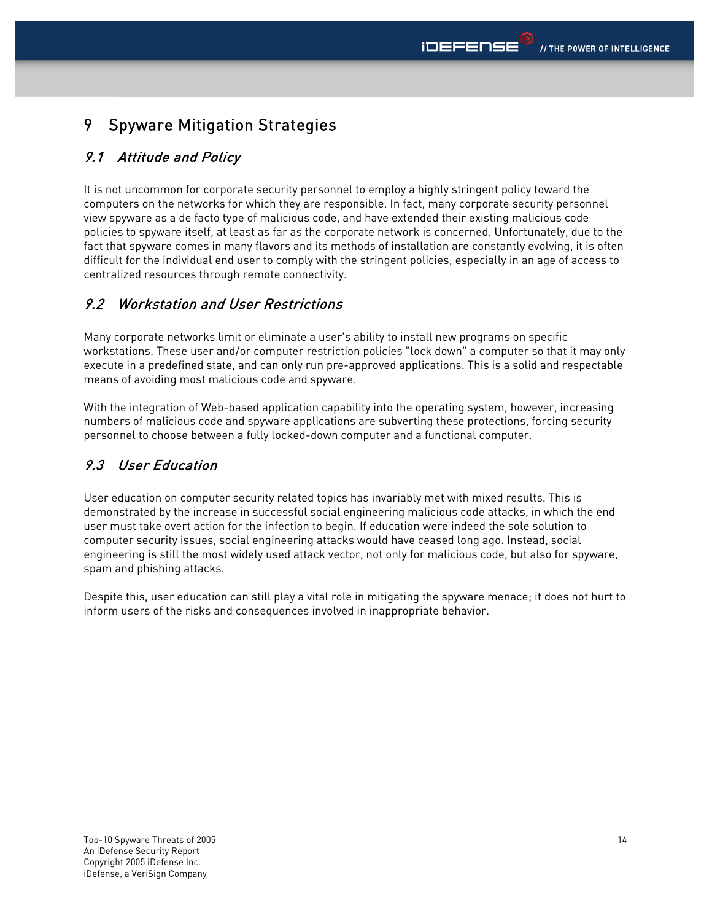# 9 Spyware Mitigation Strategies

## *9.1 Attitude and Policy*

It is not uncommon for corporate security personnel to employ a highly stringent policy toward the computers on the networks for which they are responsible. In fact, many corporate security personnel view spyware as a de facto type of malicious code, and have extended their existing malicious code policies to spyware itself, at least as far as the corporate network is concerned. Unfortunately, due to the fact that spyware comes in many flavors and its methods of installation are constantly evolving, it is often difficult for the individual end user to comply with the stringent policies, especially in an age of access to centralized resources through remote connectivity.

## *9.2 Workstation and User Restrictions*

Many corporate networks limit or eliminate a user's ability to install new programs on specific workstations. These user and/or computer restriction policies "lock down" a computer so that it may only execute in a predefined state, and can only run pre-approved applications. This is a solid and respectable means of avoiding most malicious code and spyware.

With the integration of Web-based application capability into the operating system, however, increasing numbers of malicious code and spyware applications are subverting these protections, forcing security personnel to choose between a fully locked-down computer and a functional computer.

## *9.3 User Education*

User education on computer security related topics has invariably met with mixed results. This is demonstrated by the increase in successful social engineering malicious code attacks, in which the end user must take overt action for the infection to begin. If education were indeed the sole solution to computer security issues, social engineering attacks would have ceased long ago. Instead, social engineering is still the most widely used attack vector, not only for malicious code, but also for spyware, spam and phishing attacks.

Despite this, user education can still play a vital role in mitigating the spyware menace; it does not hurt to inform users of the risks and consequences involved in inappropriate behavior.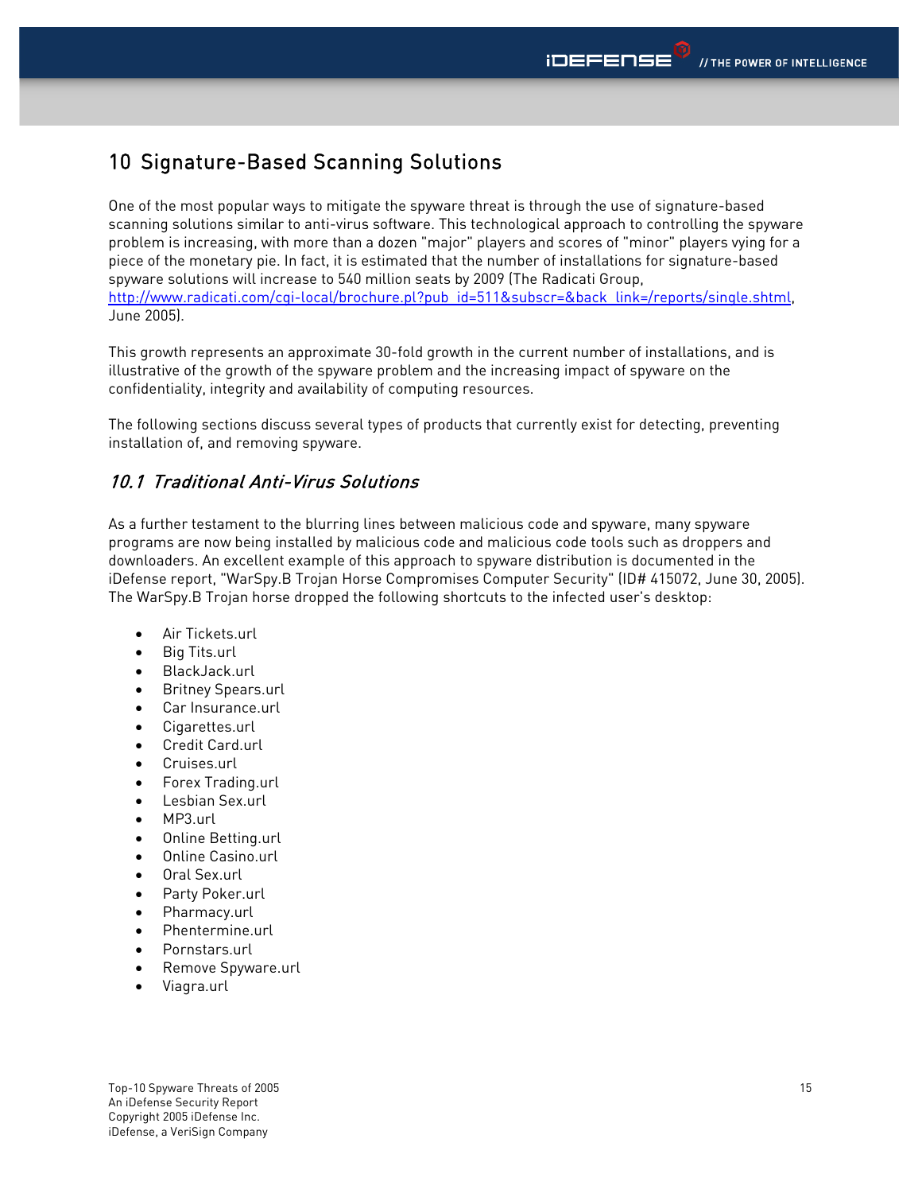# 10 Signature-Based Scanning Solutions

One of the most popular ways to mitigate the spyware threat is through the use of signature-based scanning solutions similar to anti-virus software. This technological approach to controlling the spyware problem is increasing, with more than a dozen "major" players and scores of "minor" players vying for a piece of the monetary pie. In fact, it is estimated that the number of installations for signature-based spyware solutions will increase to 540 million seats by 2009 (The Radicati Group, http://www.radicati.com/cgi-local/brochure.pl?pub_id=511&subscr=&back_link=/reports/single.shtml, June 2005).

This growth represents an approximate 30-fold growth in the current number of installations, and is illustrative of the growth of the spyware problem and the increasing impact of spyware on the confidentiality, integrity and availability of computing resources.

The following sections discuss several types of products that currently exist for detecting, preventing installation of, and removing spyware.

## *10.1 Traditional Anti-Virus Solutions*

As a further testament to the blurring lines between malicious code and spyware, many spyware programs are now being installed by malicious code and malicious code tools such as droppers and downloaders. An excellent example of this approach to spyware distribution is documented in the iDefense report, "WarSpy.B Trojan Horse Compromises Computer Security" (ID# 415072, June 30, 2005). The WarSpy.B Trojan horse dropped the following shortcuts to the infected user's desktop:

- Air Tickets.url
- Big Tits.url
- BlackJack.url
- Britney Spears.url
- Car Insurance.url
- Cigarettes.url
- Credit Card.url
- Cruises.url
- Forex Trading.url
- Lesbian Sex.url
- MP3.url
- Online Betting.url
- Online Casino.url
- Oral Sex.url
- Party Poker.url
- Pharmacy.url
- Phentermine.url
- Pornstars.url
- Remove Spyware.url
- Viagra.url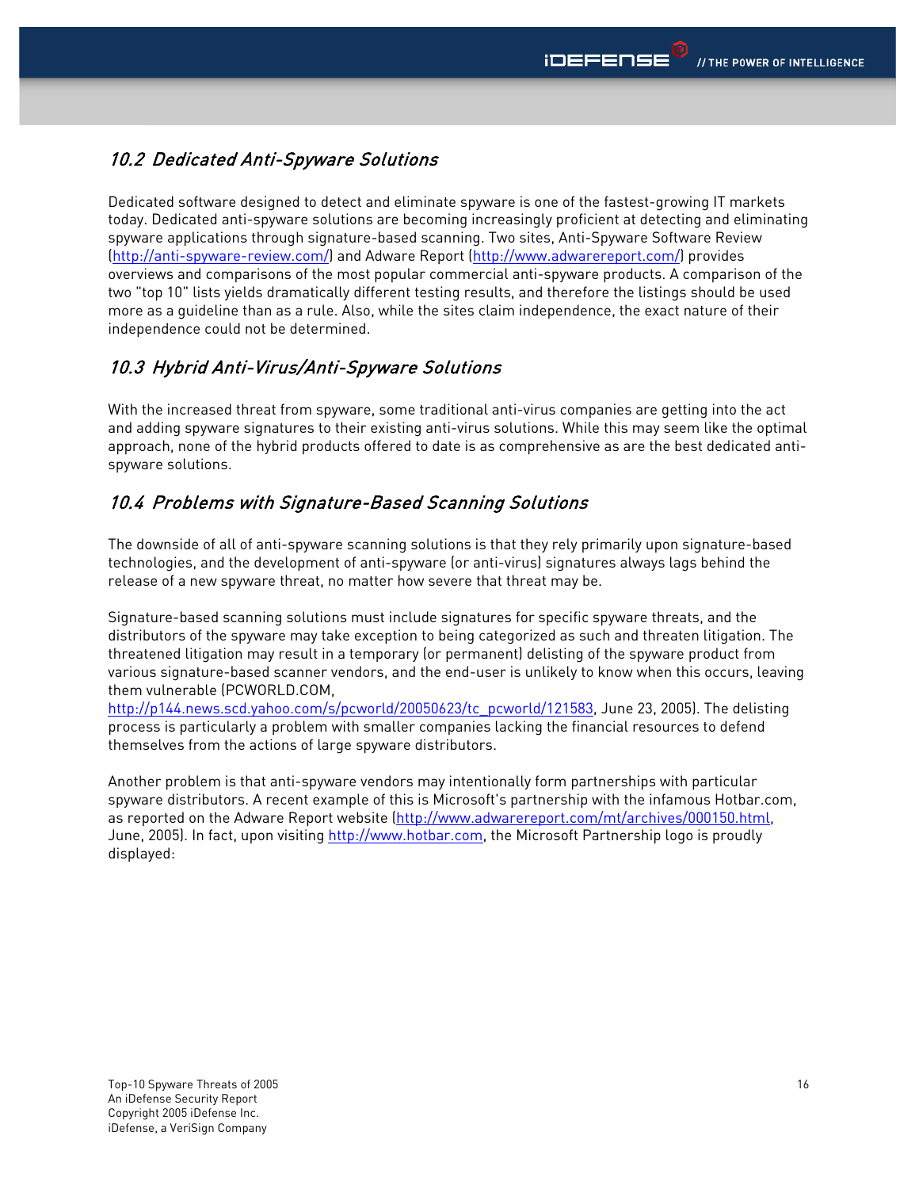## 10.2 Dedicated Anti-Spyware Solutions

Dedicated software designed to detect and eliminate spyware is one of the fastest-growing IT markets today. Dedicated anti-spyware solutions are becoming increasingly proficient at detecting and eliminating spyware applications through signature-based scanning. Two sites, Anti-Spyware Software Review (http://anti-spyware-review.com/) and Adware Report (http://www.adwarereport.com/) provides overviews and comparisons of the most popular commercial anti-spyware products. A comparison of the two "top 10" lists yields dramatically different testing results, and therefore the listings should be used more as a guideline than as a rule. Also, while the sites claim independence, the exact nature of their independence could not be determined.

## 10.3 Hybrid Anti-Virus/Anti-Spyware Solutions

With the increased threat from spyware, some traditional anti-virus companies are getting into the act and adding spyware signatures to their existing anti-virus solutions. While this may seem like the optimal approach, none of the hybrid products offered to date is as comprehensive as are the best dedicated anti-spyware solutions.

## 10.4 Problems with Signature-Based Scanning Solutions

The downside of all of anti-spyware scanning solutions is that they rely primarily upon signature-based technologies, and the development of anti-spyware (or anti-virus) signatures always lags behind the release of a new spyware threat, no matter how severe that threat may be.

Signature-based scanning solutions must include signatures for specific spyware threats, and the distributors of the spyware may take exception to being categorized as such and threaten litigation. The threatened litigation may result in a temporary (or permanent) delisting of the spyware product from various signature-based scanner vendors, and the end-user is unlikely to know when this occurs, leaving them vulnerable (PCWORLD.COM, http://p144.news.scd.yahoo.com/s/pcworld/20050623/tc_pcworld/121583, June 23, 2005). The delisting process is particularly a problem with smaller companies lacking the financial resources to defend themselves from the actions of large spyware distributors.

Another problem is that anti-spyware vendors may intentionally form partnerships with particular spyware distributors. A recent example of this is Microsoft's partnership with the infamous Hotbar.com, as reported on the Adware Report website (http://www.adwarereport.com/mt/archives/000150.html, June, 2005). In fact, upon visiting http://www.hotbar.com, the Microsoft Partnership logo is proudly displayed: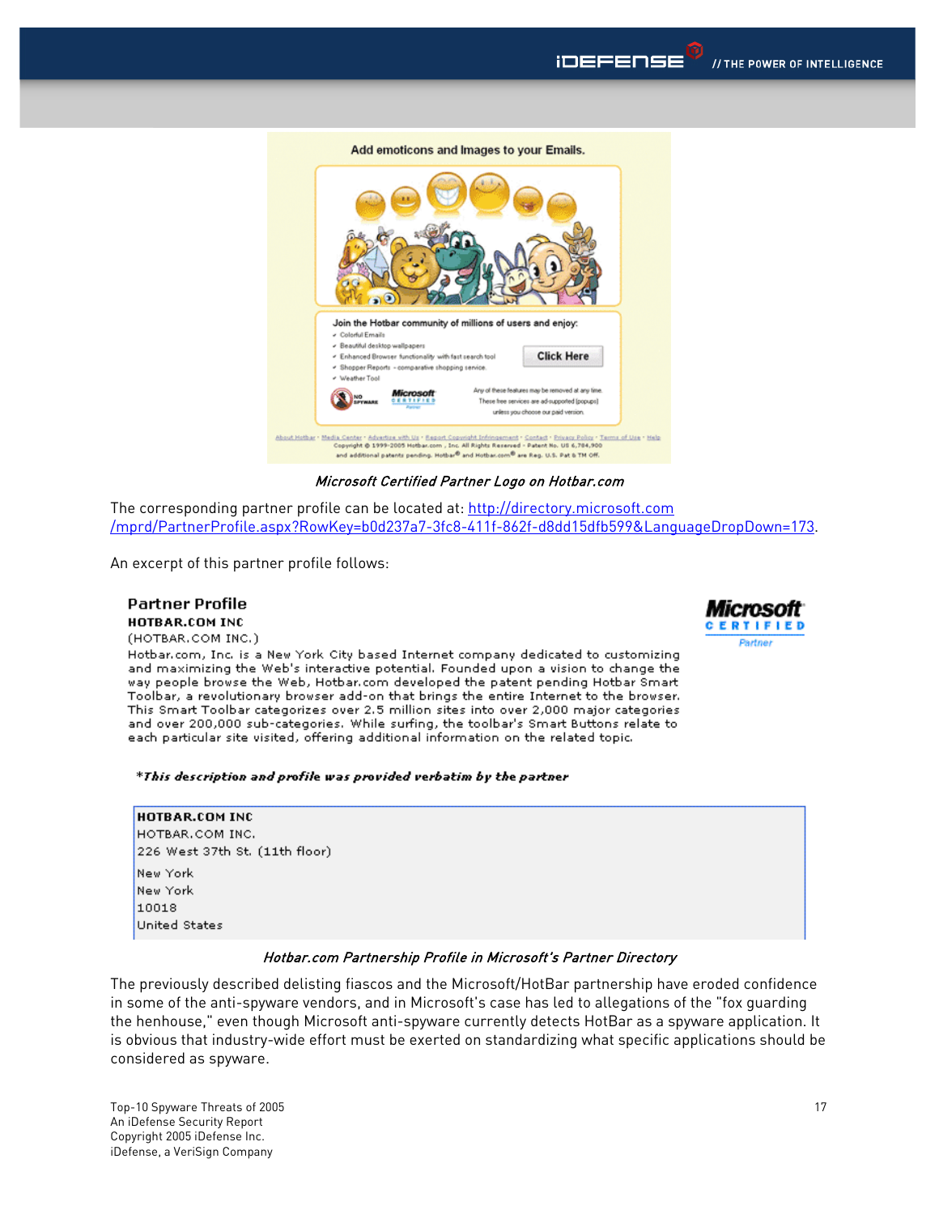*Microsoft Certified Partner Logo on Hotbar.com*

The corresponding partner profile can be located at: http://directory.microsoft.com/mprd/PartnerProfile.aspx?RowKey=b0d237a7-3fc8-411f-862f-d8dd15dfb599&LanguageDropDown=173.

An excerpt of this partner profile follows:

**Partner Profile**

**HOTBAR.COM INC**

(HOTBAR.COM INC.)

Hotbar.com, Inc. is a New York City based Internet company dedicated to customizing and maximizing the Web's interactive potential. Founded upon a vision to change the way people browse the Web, Hotbar.com developed the patent pending Hotbar Smart Toolbar, a revolutionary browser add-on that brings the entire Internet to the browser. This Smart Toolbar categorizes over 2.5 million sites into over 2,000 major categories and over 200,000 sub-categories. While surfing, the toolbar's Smart Buttons relate to each particular site visited, offering additional information on the related topic.

***This description and profile was provided verbatim by the partner***

**HOTBAR.COM INC**
HOTBAR.COM INC.
226 West 37th St. (11th floor)
New York
New York
10018
United States

*Hotbar.com Partnership Profile in Microsoft's Partner Directory*

The previously described delisting fiascos and the Microsoft/HotBar partnership have eroded confidence in some of the anti-spyware vendors, and in Microsoft's case has led to allegations of the "fox guarding the henhouse," even though Microsoft anti-spyware currently detects HotBar as a spyware application. It is obvious that industry-wide effort must be exerted on standardizing what specific applications should be considered as spyware.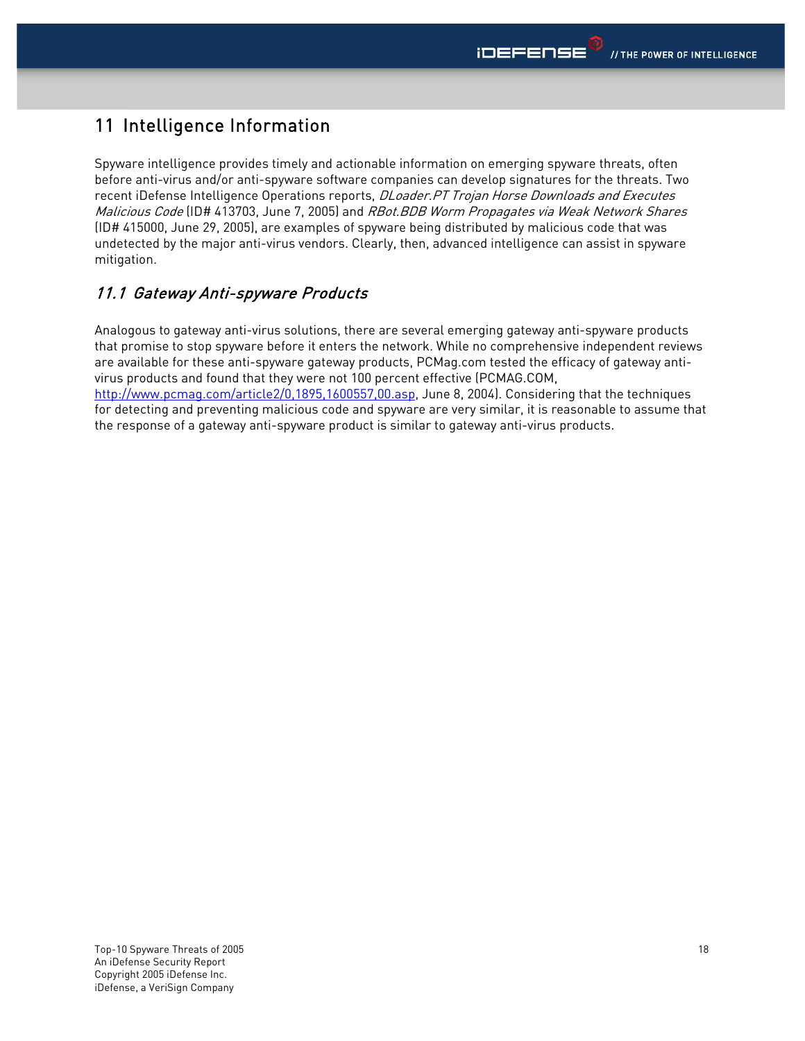# 11 Intelligence Information

Spyware intelligence provides timely and actionable information on emerging spyware threats, often before anti-virus and/or anti-spyware software companies can develop signatures for the threats. Two recent iDefense Intelligence Operations reports, *DLoader.PT Trojan Horse Downloads and Executes Malicious Code* (ID# 413703, June 7, 2005) and *RBot.BDB Worm Propagates via Weak Network Shares* (ID# 415000, June 29, 2005), are examples of spyware being distributed by malicious code that was undetected by the major anti-virus vendors. Clearly, then, advanced intelligence can assist in spyware mitigation.

## *11.1 Gateway Anti-spyware Products*

Analogous to gateway anti-virus solutions, there are several emerging gateway anti-spyware products that promise to stop spyware before it enters the network. While no comprehensive independent reviews are available for these anti-spyware gateway products, PCMag.com tested the efficacy of gateway anti-virus products and found that they were not 100 percent effective (PCMAG.COM, [http://www.pcmag.com/article2/0,1895,1600557,00.asp](http://www.pcmag.com/article2/0,1895,1600557,00.asp), June 8, 2004). Considering that the techniques for detecting and preventing malicious code and spyware are very similar, it is reasonable to assume that the response of a gateway anti-spyware product is similar to gateway anti-virus products.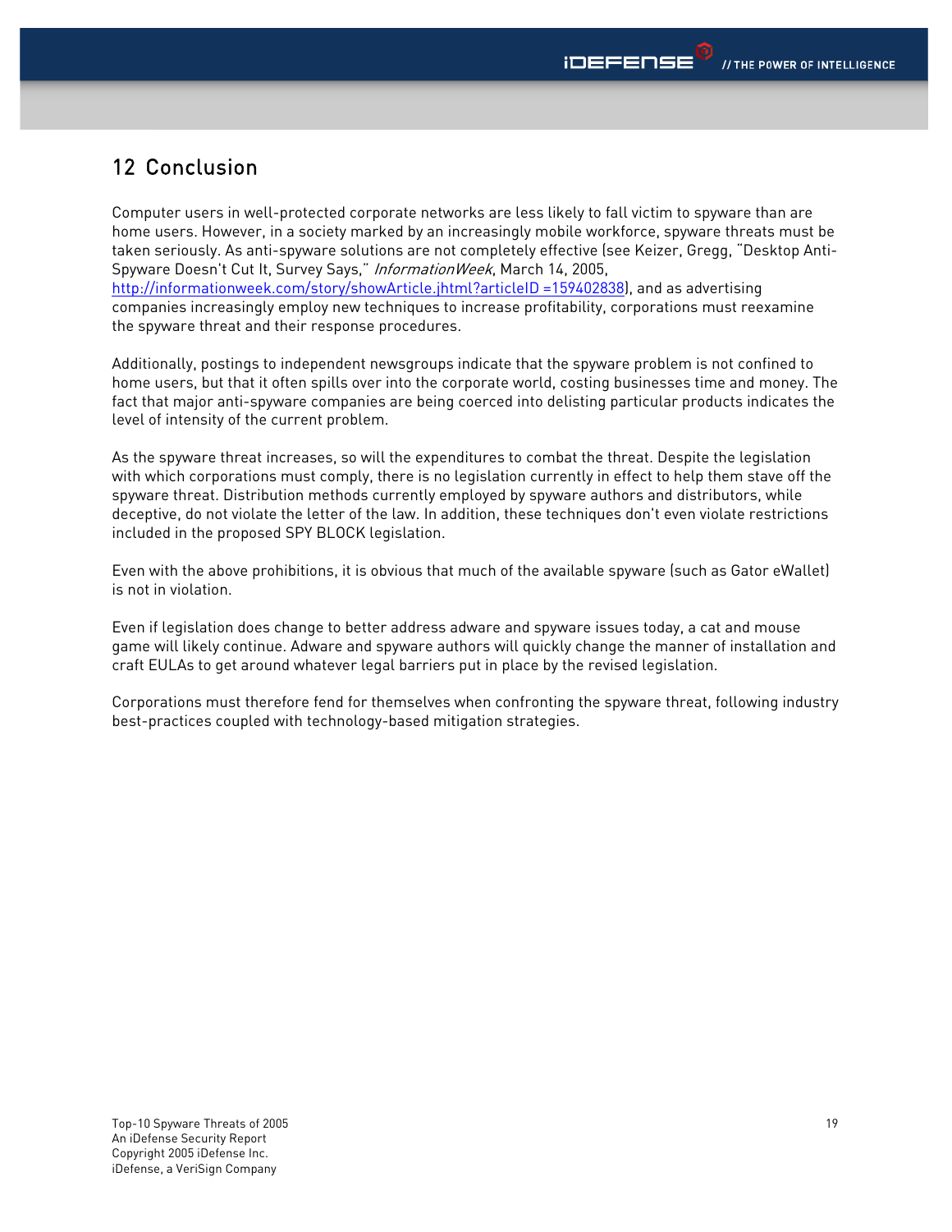## 12 Conclusion

Computer users in well-protected corporate networks are less likely to fall victim to spyware than are home users. However, in a society marked by an increasingly mobile workforce, spyware threats must be taken seriously. As anti-spyware solutions are not completely effective (see Keizer, Gregg, "Desktop Anti-Spyware Doesn't Cut It, Survey Says," *InformationWeek*, March 14, 2005, http://informationweek.com/story/showArticle.jhtml?articleID =159402838), and as advertising companies increasingly employ new techniques to increase profitability, corporations must reexamine the spyware threat and their response procedures.

Additionally, postings to independent newsgroups indicate that the spyware problem is not confined to home users, but that it often spills over into the corporate world, costing businesses time and money. The fact that major anti-spyware companies are being coerced into delisting particular products indicates the level of intensity of the current problem.

As the spyware threat increases, so will the expenditures to combat the threat. Despite the legislation with which corporations must comply, there is no legislation currently in effect to help them stave off the spyware threat. Distribution methods currently employed by spyware authors and distributors, while deceptive, do not violate the letter of the law. In addition, these techniques don't even violate restrictions included in the proposed SPY BLOCK legislation.

Even with the above prohibitions, it is obvious that much of the available spyware (such as Gator eWallet) is not in violation.

Even if legislation does change to better address adware and spyware issues today, a cat and mouse game will likely continue. Adware and spyware authors will quickly change the manner of installation and craft EULAs to get around whatever legal barriers put in place by the revised legislation.

Corporations must therefore fend for themselves when confronting the spyware threat, following industry best-practices coupled with technology-based mitigation strategies.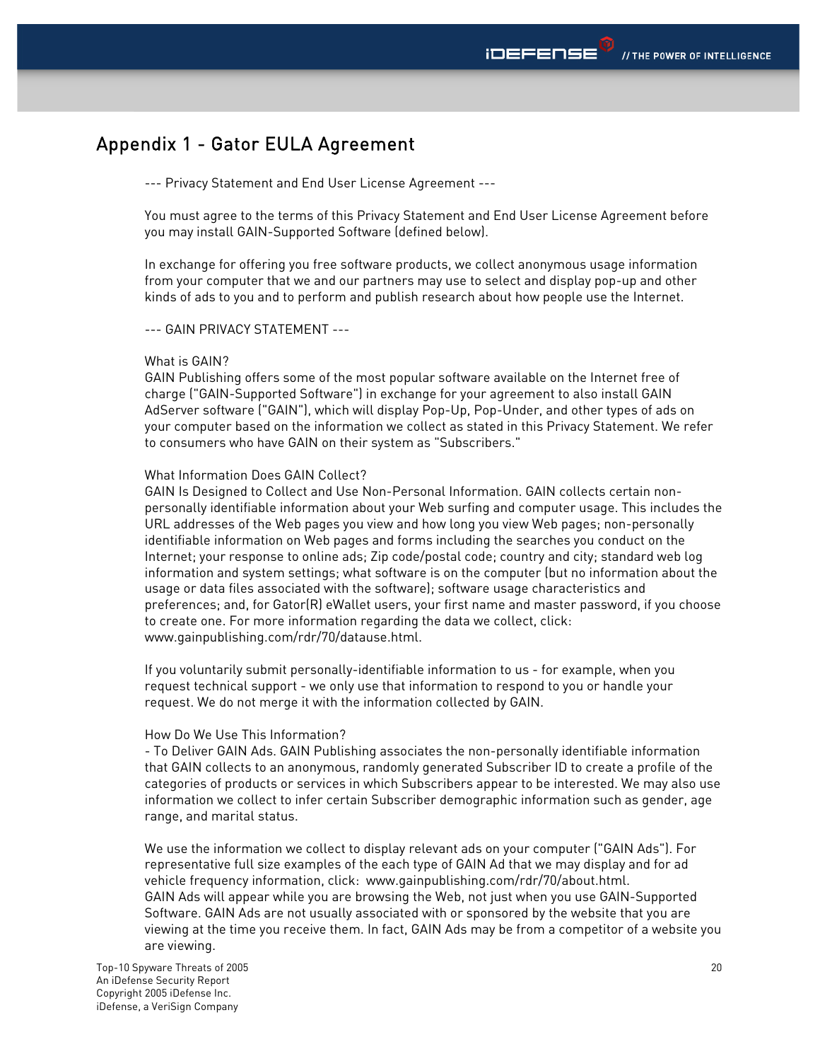## Appendix 1 - Gator EULA Agreement

--- Privacy Statement and End User License Agreement ---

You must agree to the terms of this Privacy Statement and End User License Agreement before you may install GAIN-Supported Software (defined below).

In exchange for offering you free software products, we collect anonymous usage information from your computer that we and our partners may use to select and display pop-up and other kinds of ads to you and to perform and publish research about how people use the Internet.

--- GAIN PRIVACY STATEMENT ---

What is GAIN?
GAIN Publishing offers some of the most popular software available on the Internet free of charge ("GAIN-Supported Software") in exchange for your agreement to also install GAIN AdServer software ("GAIN"), which will display Pop-Up, Pop-Under, and other types of ads on your computer based on the information we collect as stated in this Privacy Statement. We refer to consumers who have GAIN on their system as "Subscribers."

What Information Does GAIN Collect?
GAIN Is Designed to Collect and Use Non-Personal Information. GAIN collects certain non-personally identifiable information about your Web surfing and computer usage. This includes the URL addresses of the Web pages you view and how long you view Web pages; non-personally identifiable information on Web pages and forms including the searches you conduct on the Internet; your response to online ads; Zip code/postal code; country and city; standard web log information and system settings; what software is on the computer (but no information about the usage or data files associated with the software); software usage characteristics and preferences; and, for Gator(R) eWallet users, your first name and master password, if you choose to create one. For more information regarding the data we collect, click: www.gainpublishing.com/rdr/70/datause.html.

If you voluntarily submit personally-identifiable information to us - for example, when you request technical support - we only use that information to respond to you or handle your request. We do not merge it with the information collected by GAIN.

How Do We Use This Information?
- To Deliver GAIN Ads. GAIN Publishing associates the non-personally identifiable information that GAIN collects to an anonymous, randomly generated Subscriber ID to create a profile of the categories of products or services in which Subscribers appear to be interested. We may also use information we collect to infer certain Subscriber demographic information such as gender, age range, and marital status.

We use the information we collect to display relevant ads on your computer ("GAIN Ads"). For representative full size examples of the each type of GAIN Ad that we may display and for ad vehicle frequency information, click: www.gainpublishing.com/rdr/70/about.html.
GAIN Ads will appear while you are browsing the Web, not just when you use GAIN-Supported Software. GAIN Ads are not usually associated with or sponsored by the website that you are viewing at the time you receive them. In fact, GAIN Ads may be from a competitor of a website you are viewing.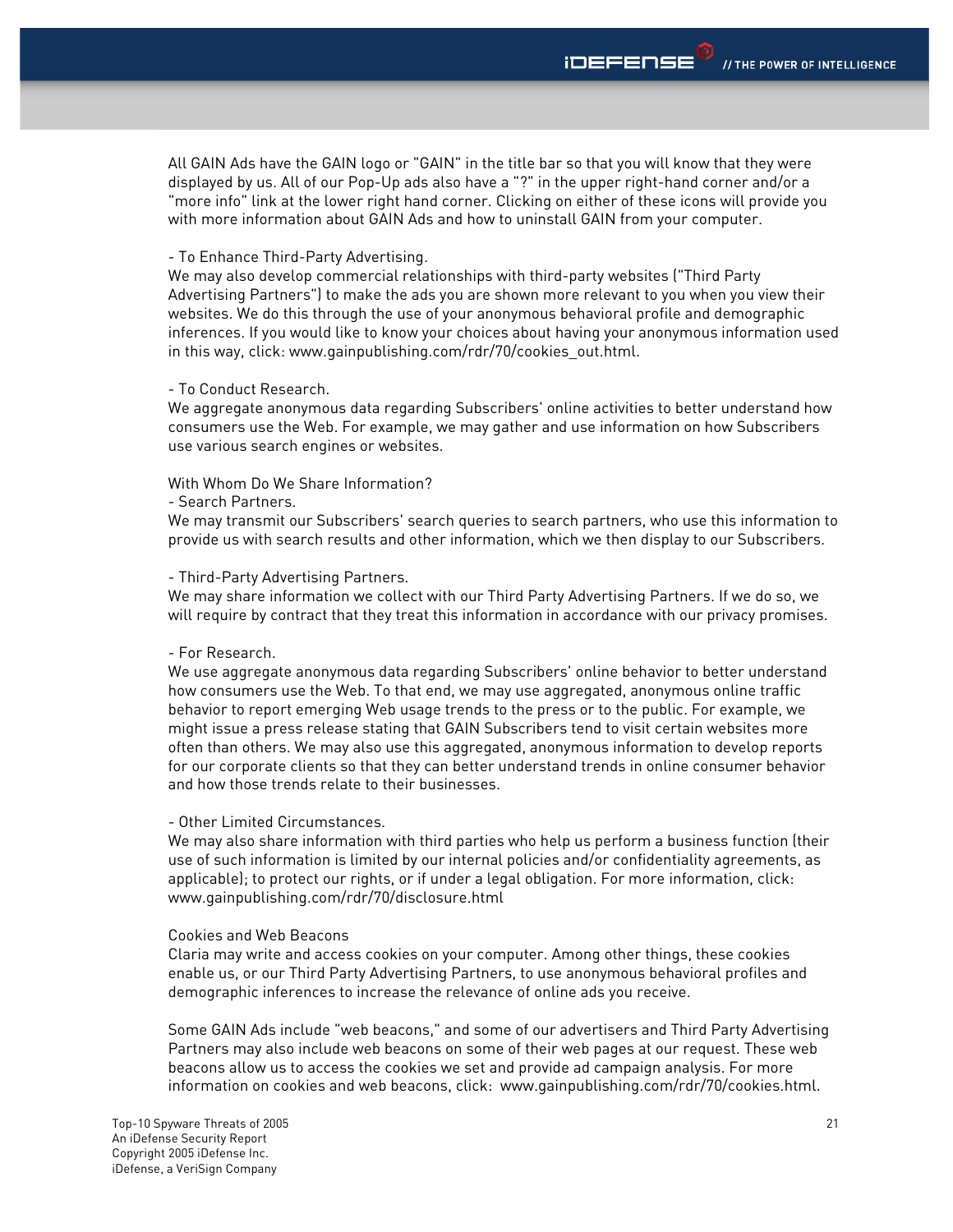All GAIN Ads have the GAIN logo or "GAIN" in the title bar so that you will know that they were displayed by us. All of our Pop-Up ads also have a "?" in the upper right-hand corner and/or a "more info" link at the lower right hand corner. Clicking on either of these icons will provide you with more information about GAIN Ads and how to uninstall GAIN from your computer.

- To Enhance Third-Party Advertising.
We may also develop commercial relationships with third-party websites ("Third Party Advertising Partners") to make the ads you are shown more relevant to you when you view their websites. We do this through the use of your anonymous behavioral profile and demographic inferences. If you would like to know your choices about having your anonymous information used in this way, click: www.gainpublishing.com/rdr/70/cookies_out.html.

- To Conduct Research.
We aggregate anonymous data regarding Subscribers' online activities to better understand how consumers use the Web. For example, we may gather and use information on how Subscribers use various search engines or websites.

With Whom Do We Share Information?
- Search Partners.
We may transmit our Subscribers' search queries to search partners, who use this information to provide us with search results and other information, which we then display to our Subscribers.

- Third-Party Advertising Partners.
We may share information we collect with our Third Party Advertising Partners. If we do so, we will require by contract that they treat this information in accordance with our privacy promises.

- For Research.
We use aggregate anonymous data regarding Subscribers' online behavior to better understand how consumers use the Web. To that end, we may use aggregated, anonymous online traffic behavior to report emerging Web usage trends to the press or to the public. For example, we might issue a press release stating that GAIN Subscribers tend to visit certain websites more often than others. We may also use this aggregated, anonymous information to develop reports for our corporate clients so that they can better understand trends in online consumer behavior and how those trends relate to their businesses.

- Other Limited Circumstances.
We may also share information with third parties who help us perform a business function (their use of such information is limited by our internal policies and/or confidentiality agreements, as applicable); to protect our rights, or if under a legal obligation. For more information, click: www.gainpublishing.com/rdr/70/disclosure.html

Cookies and Web Beacons
Claria may write and access cookies on your computer. Among other things, these cookies enable us, or our Third Party Advertising Partners, to use anonymous behavioral profiles and demographic inferences to increase the relevance of online ads you receive.

Some GAIN Ads include "web beacons," and some of our advertisers and Third Party Advertising Partners may also include web beacons on some of their web pages at our request. These web beacons allow us to access the cookies we set and provide ad campaign analysis. For more information on cookies and web beacons, click: www.gainpublishing.com/rdr/70/cookies.html.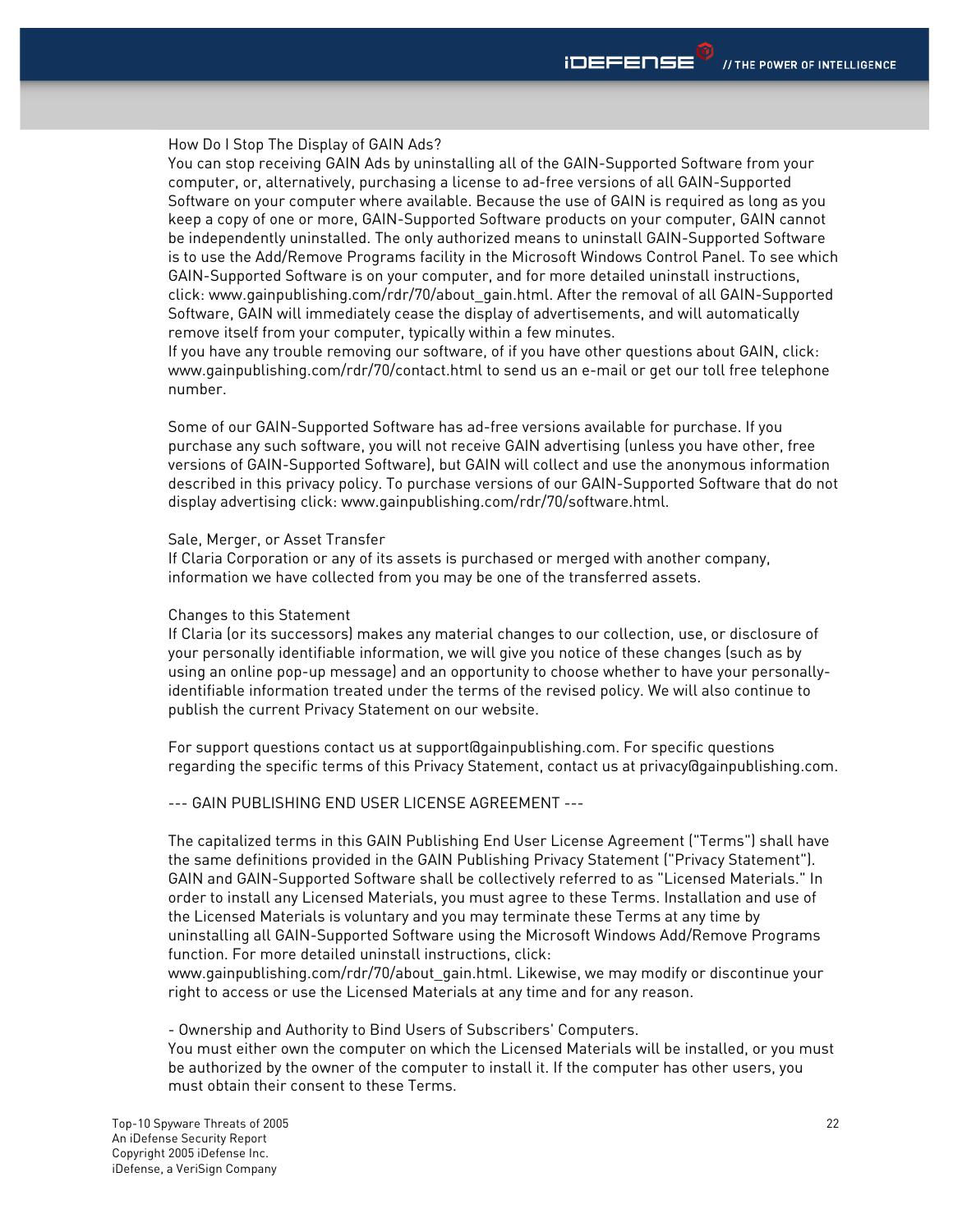How Do I Stop The Display of GAIN Ads?
You can stop receiving GAIN Ads by uninstalling all of the GAIN-Supported Software from your computer, or, alternatively, purchasing a license to ad-free versions of all GAIN-Supported Software on your computer where available. Because the use of GAIN is required as long as you keep a copy of one or more, GAIN-Supported Software products on your computer, GAIN cannot be independently uninstalled. The only authorized means to uninstall GAIN-Supported Software is to use the Add/Remove Programs facility in the Microsoft Windows Control Panel. To see which GAIN-Supported Software is on your computer, and for more detailed uninstall instructions, click: www.gainpublishing.com/rdr/70/about_gain.html. After the removal of all GAIN-Supported Software, GAIN will immediately cease the display of advertisements, and will automatically remove itself from your computer, typically within a few minutes.
If you have any trouble removing our software, of if you have other questions about GAIN, click: www.gainpublishing.com/rdr/70/contact.html to send us an e-mail or get our toll free telephone number.

Some of our GAIN-Supported Software has ad-free versions available for purchase. If you purchase any such software, you will not receive GAIN advertising (unless you have other, free versions of GAIN-Supported Software), but GAIN will collect and use the anonymous information described in this privacy policy. To purchase versions of our GAIN-Supported Software that do not display advertising click: www.gainpublishing.com/rdr/70/software.html.

Sale, Merger, or Asset Transfer
If Claria Corporation or any of its assets is purchased or merged with another company, information we have collected from you may be one of the transferred assets.

Changes to this Statement
If Claria (or its successors) makes any material changes to our collection, use, or disclosure of your personally identifiable information, we will give you notice of these changes (such as by using an online pop-up message) and an opportunity to choose whether to have your personally-identifiable information treated under the terms of the revised policy. We will also continue to publish the current Privacy Statement on our website.

For support questions contact us at support@gainpublishing.com. For specific questions regarding the specific terms of this Privacy Statement, contact us at privacy@gainpublishing.com.

--- GAIN PUBLISHING END USER LICENSE AGREEMENT ---

The capitalized terms in this GAIN Publishing End User License Agreement ("Terms") shall have the same definitions provided in the GAIN Publishing Privacy Statement ("Privacy Statement"). GAIN and GAIN-Supported Software shall be collectively referred to as "Licensed Materials." In order to install any Licensed Materials, you must agree to these Terms. Installation and use of the Licensed Materials is voluntary and you may terminate these Terms at any time by uninstalling all GAIN-Supported Software using the Microsoft Windows Add/Remove Programs function. For more detailed uninstall instructions, click: www.gainpublishing.com/rdr/70/about_gain.html. Likewise, we may modify or discontinue your right to access or use the Licensed Materials at any time and for any reason.

- Ownership and Authority to Bind Users of Subscribers' Computers.
You must either own the computer on which the Licensed Materials will be installed, or you must be authorized by the owner of the computer to install it. If the computer has other users, you must obtain their consent to these Terms.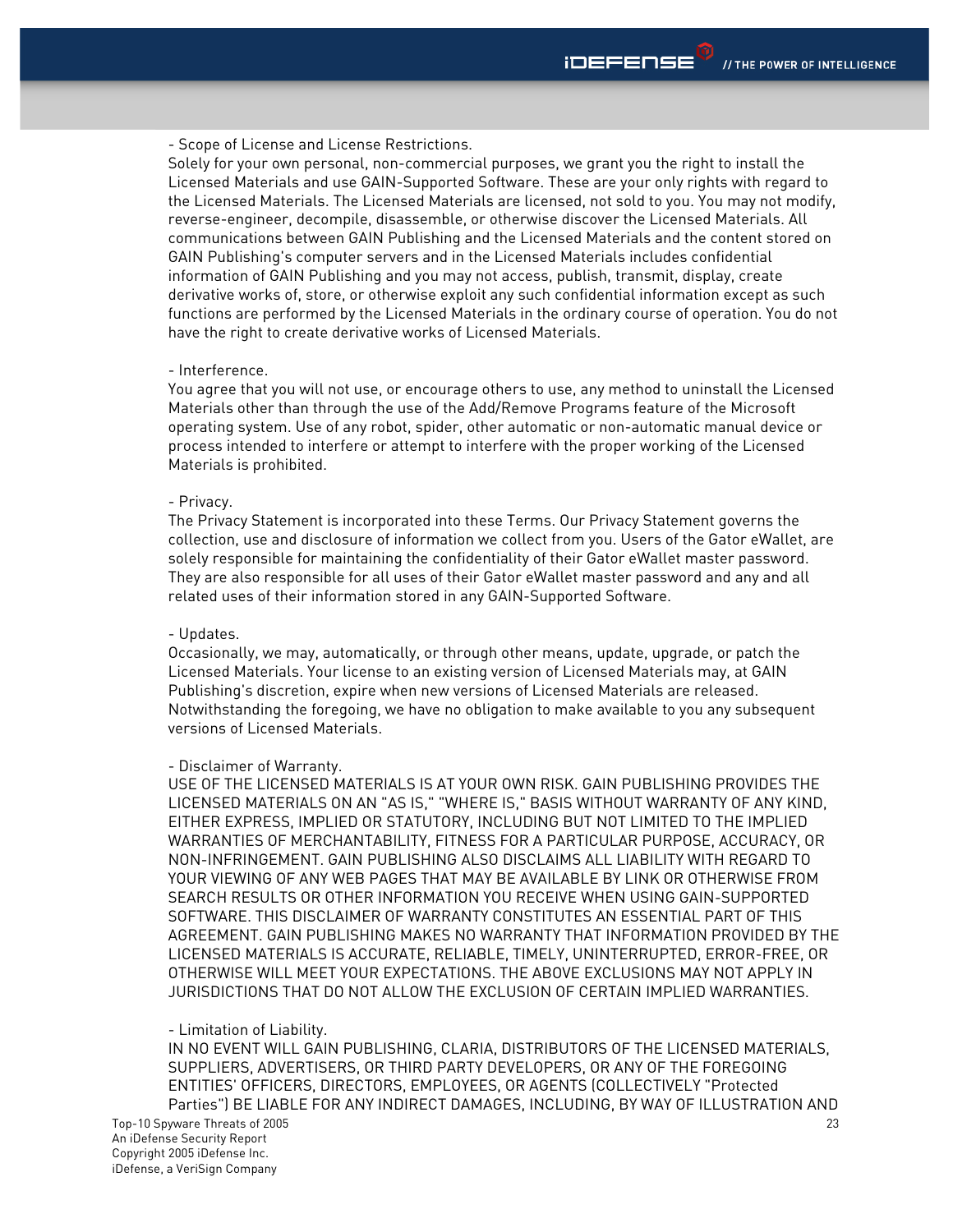- Scope of License and License Restrictions.
Solely for your own personal, non-commercial purposes, we grant you the right to install the Licensed Materials and use GAIN-Supported Software. These are your only rights with regard to the Licensed Materials. The Licensed Materials are licensed, not sold to you. You may not modify, reverse-engineer, decompile, disassemble, or otherwise discover the Licensed Materials. All communications between GAIN Publishing and the Licensed Materials and the content stored on GAIN Publishing's computer servers and in the Licensed Materials includes confidential information of GAIN Publishing and you may not access, publish, transmit, display, create derivative works of, store, or otherwise exploit any such confidential information except as such functions are performed by the Licensed Materials in the ordinary course of operation. You do not have the right to create derivative works of Licensed Materials.

- Interference.
You agree that you will not use, or encourage others to use, any method to uninstall the Licensed Materials other than through the use of the Add/Remove Programs feature of the Microsoft operating system. Use of any robot, spider, other automatic or non-automatic manual device or process intended to interfere or attempt to interfere with the proper working of the Licensed Materials is prohibited.

- Privacy.
The Privacy Statement is incorporated into these Terms. Our Privacy Statement governs the collection, use and disclosure of information we collect from you. Users of the Gator eWallet, are solely responsible for maintaining the confidentiality of their Gator eWallet master password. They are also responsible for all uses of their Gator eWallet master password and any and all related uses of their information stored in any GAIN-Supported Software.

- Updates.
Occasionally, we may, automatically, or through other means, update, upgrade, or patch the Licensed Materials. Your license to an existing version of Licensed Materials may, at GAIN Publishing's discretion, expire when new versions of Licensed Materials are released. Notwithstanding the foregoing, we have no obligation to make available to you any subsequent versions of Licensed Materials.

- Disclaimer of Warranty.
USE OF THE LICENSED MATERIALS IS AT YOUR OWN RISK. GAIN PUBLISHING PROVIDES THE LICENSED MATERIALS ON AN "AS IS," "WHERE IS," BASIS WITHOUT WARRANTY OF ANY KIND, EITHER EXPRESS, IMPLIED OR STATUTORY, INCLUDING BUT NOT LIMITED TO THE IMPLIED WARRANTIES OF MERCHANTABILITY, FITNESS FOR A PARTICULAR PURPOSE, ACCURACY, OR NON-INFRINGEMENT. GAIN PUBLISHING ALSO DISCLAIMS ALL LIABILITY WITH REGARD TO YOUR VIEWING OF ANY WEB PAGES THAT MAY BE AVAILABLE BY LINK OR OTHERWISE FROM SEARCH RESULTS OR OTHER INFORMATION YOU RECEIVE WHEN USING GAIN-SUPPORTED SOFTWARE. THIS DISCLAIMER OF WARRANTY CONSTITUTES AN ESSENTIAL PART OF THIS AGREEMENT. GAIN PUBLISHING MAKES NO WARRANTY THAT INFORMATION PROVIDED BY THE LICENSED MATERIALS IS ACCURATE, RELIABLE, TIMELY, UNINTERRUPTED, ERROR-FREE, OR OTHERWISE WILL MEET YOUR EXPECTATIONS. THE ABOVE EXCLUSIONS MAY NOT APPLY IN JURISDICTIONS THAT DO NOT ALLOW THE EXCLUSION OF CERTAIN IMPLIED WARRANTIES.

- Limitation of Liability.
IN NO EVENT WILL GAIN PUBLISHING, CLARIA, DISTRIBUTORS OF THE LICENSED MATERIALS, SUPPLIERS, ADVERTISERS, OR THIRD PARTY DEVELOPERS, OR ANY OF THE FOREGOING ENTITIES' OFFICERS, DIRECTORS, EMPLOYEES, OR AGENTS (COLLECTIVELY "Protected Parties") BE LIABLE FOR ANY INDIRECT DAMAGES, INCLUDING, BY WAY OF ILLUSTRATION AND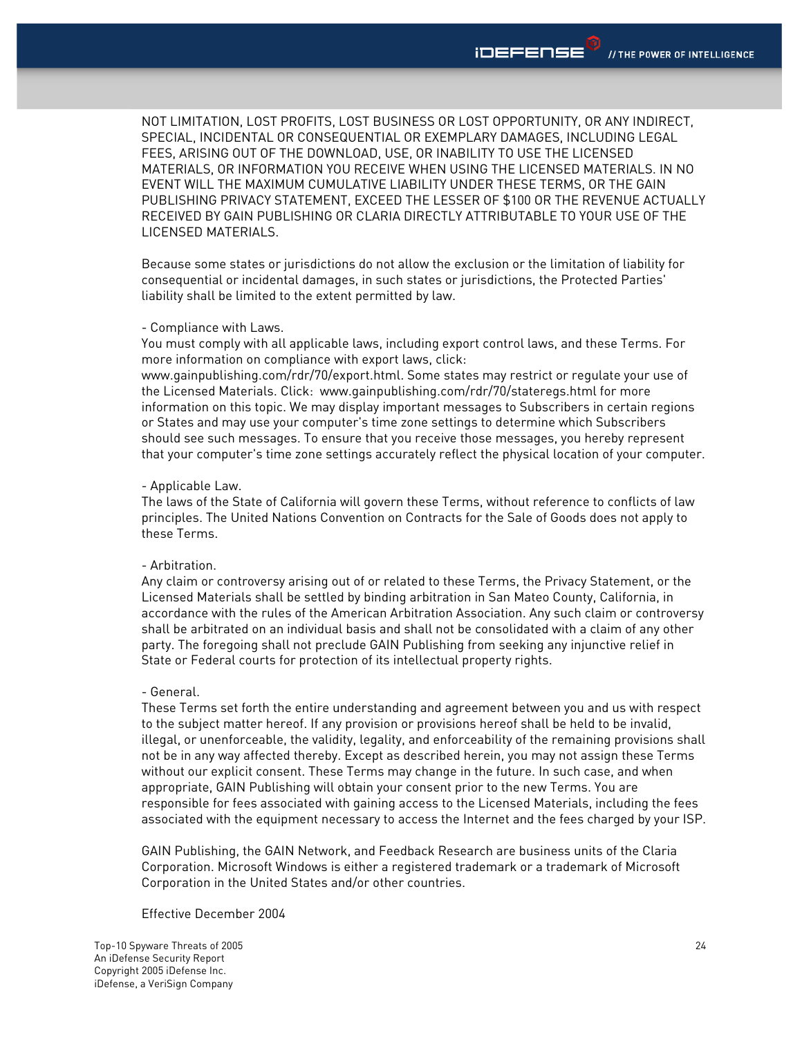NOT LIMITATION, LOST PROFITS, LOST BUSINESS OR LOST OPPORTUNITY, OR ANY INDIRECT, SPECIAL, INCIDENTAL OR CONSEQUENTIAL OR EXEMPLARY DAMAGES, INCLUDING LEGAL FEES, ARISING OUT OF THE DOWNLOAD, USE, OR INABILITY TO USE THE LICENSED MATERIALS, OR INFORMATION YOU RECEIVE WHEN USING THE LICENSED MATERIALS. IN NO EVENT WILL THE MAXIMUM CUMULATIVE LIABILITY UNDER THESE TERMS, OR THE GAIN PUBLISHING PRIVACY STATEMENT, EXCEED THE LESSER OF $100 OR THE REVENUE ACTUALLY RECEIVED BY GAIN PUBLISHING OR CLARIA DIRECTLY ATTRIBUTABLE TO YOUR USE OF THE LICENSED MATERIALS.

Because some states or jurisdictions do not allow the exclusion or the limitation of liability for consequential or incidental damages, in such states or jurisdictions, the Protected Parties' liability shall be limited to the extent permitted by law.

- Compliance with Laws.
You must comply with all applicable laws, including export control laws, and these Terms. For more information on compliance with export laws, click: www.gainpublishing.com/rdr/70/export.html. Some states may restrict or regulate your use of the Licensed Materials. Click: www.gainpublishing.com/rdr/70/stateregs.html for more information on this topic. We may display important messages to Subscribers in certain regions or States and may use your computer's time zone settings to determine which Subscribers should see such messages. To ensure that you receive those messages, you hereby represent that your computer's time zone settings accurately reflect the physical location of your computer.

- Applicable Law.
The laws of the State of California will govern these Terms, without reference to conflicts of law principles. The United Nations Convention on Contracts for the Sale of Goods does not apply to these Terms.

- Arbitration.
Any claim or controversy arising out of or related to these Terms, the Privacy Statement, or the Licensed Materials shall be settled by binding arbitration in San Mateo County, California, in accordance with the rules of the American Arbitration Association. Any such claim or controversy shall be arbitrated on an individual basis and shall not be consolidated with a claim of any other party. The foregoing shall not preclude GAIN Publishing from seeking any injunctive relief in State or Federal courts for protection of its intellectual property rights.

- General.
These Terms set forth the entire understanding and agreement between you and us with respect to the subject matter hereof. If any provision or provisions hereof shall be held to be invalid, illegal, or unenforceable, the validity, legality, and enforceability of the remaining provisions shall not be in any way affected thereby. Except as described herein, you may not assign these Terms without our explicit consent. These Terms may change in the future. In such case, and when appropriate, GAIN Publishing will obtain your consent prior to the new Terms. You are responsible for fees associated with gaining access to the Licensed Materials, including the fees associated with the equipment necessary to access the Internet and the fees charged by your ISP.

GAIN Publishing, the GAIN Network, and Feedback Research are business units of the Claria Corporation. Microsoft Windows is either a registered trademark or a trademark of Microsoft Corporation in the United States and/or other countries.

Effective December 2004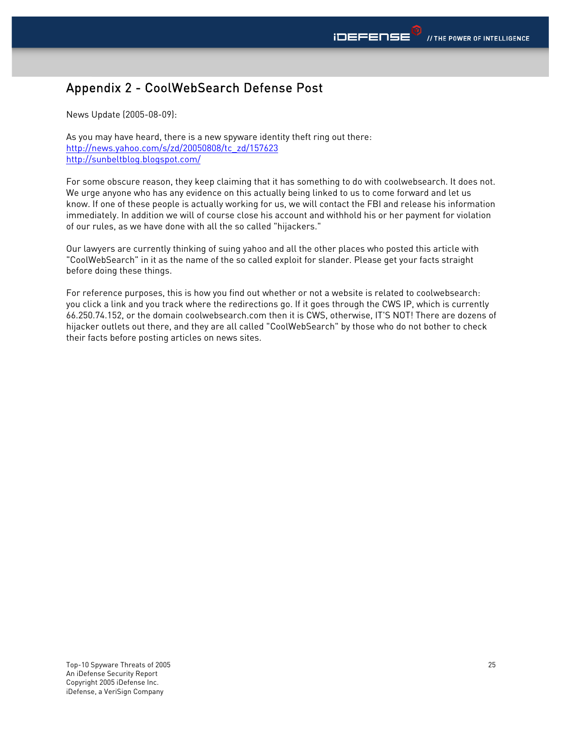## Appendix 2 - CoolWebSearch Defense Post

News Update (2005-08-09):

As you may have heard, there is a new spyware identity theft ring out there:
http://news.yahoo.com/s/zd/20050808/tc_zd/157623
http://sunbeltblog.blogspot.com/

For some obscure reason, they keep claiming that it has something to do with coolwebsearch. It does not. We urge anyone who has any evidence on this actually being linked to us to come forward and let us know. If one of these people is actually working for us, we will contact the FBI and release his information immediately. In addition we will of course close his account and withhold his or her payment for violation of our rules, as we have done with all the so called "hijackers."

Our lawyers are currently thinking of suing yahoo and all the other places who posted this article with "CoolWebSearch" in it as the name of the so called exploit for slander. Please get your facts straight before doing these things.

For reference purposes, this is how you find out whether or not a website is related to coolwebsearch: you click a link and you track where the redirections go. If it goes through the CWS IP, which is currently 66.250.74.152, or the domain coolwebsearch.com then it is CWS, otherwise, IT'S NOT! There are dozens of hijacker outlets out there, and they are all called "CoolWebSearch" by those who do not bother to check their facts before posting articles on news sites.